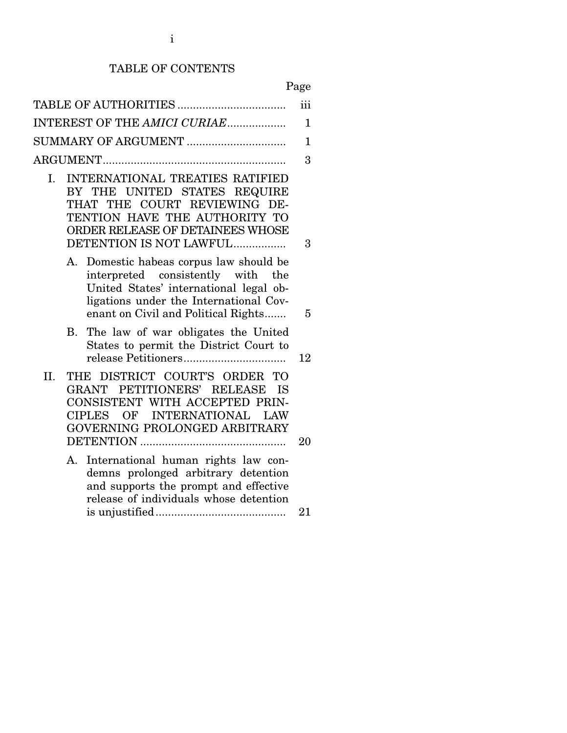# TABLE OF CONTENTS

| | Page |
|---|---|
| TABLE OF AUTHORITIES | iii |
| INTEREST OF THE *AMICI CURIAE* | 1 |
| SUMMARY OF ARGUMENT | 1 |
| ARGUMENT | 3 |
| I. INTERNATIONAL TREATIES RATIFIED BY THE UNITED STATES REQUIRE THAT THE COURT REVIEWING DETENTION HAVE THE AUTHORITY TO ORDER RELEASE OF DETAINEES WHOSE DETENTION IS NOT LAWFUL | 3 |
| A. Domestic habeas corpus law should be interpreted consistently with the United States' international legal obligations under the International Covenant on Civil and Political Rights | 5 |
| B. The law of war obligates the United States to permit the District Court to release Petitioners | 12 |
| II. THE DISTRICT COURT'S ORDER TO GRANT PETITIONERS' RELEASE IS CONSISTENT WITH ACCEPTED PRINCIPLES OF INTERNATIONAL LAW GOVERNING PROLONGED ARBITRARY DETENTION | 20 |
| A. International human rights law condemns prolonged arbitrary detention and supports the prompt and effective release of individuals whose detention is unjustified | 21 |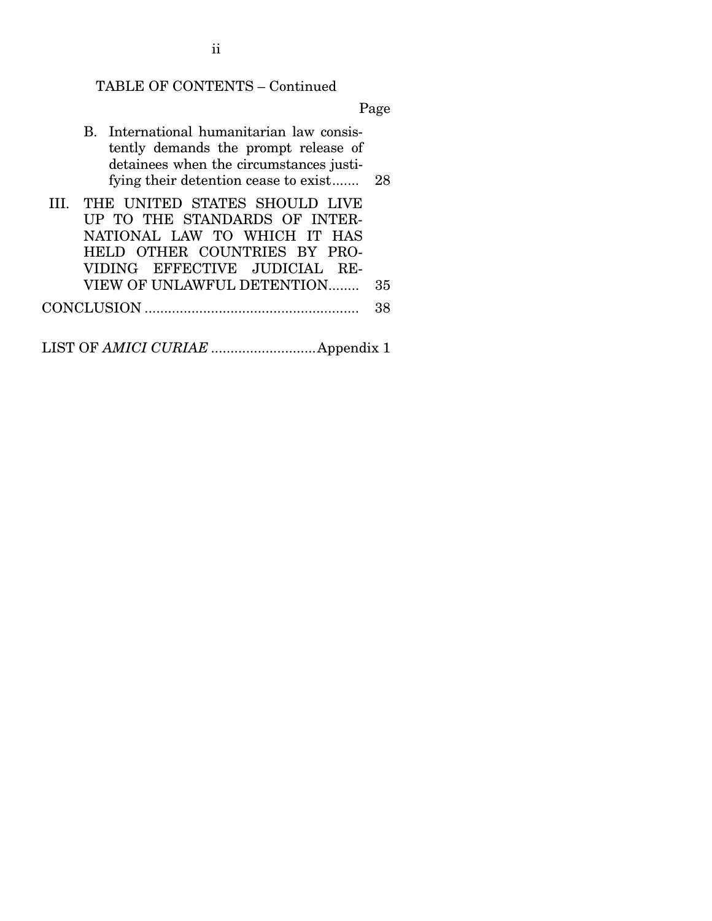TABLE OF CONTENTS – Continued

| | Page |
|---|---|
| B. International humanitarian law consistently demands the prompt release of detainees when the circumstances justifying their detention cease to exist | 28 |
| III. THE UNITED STATES SHOULD LIVE UP TO THE STANDARDS OF INTERNATIONAL LAW TO WHICH IT HAS HELD OTHER COUNTRIES BY PROVIDING EFFECTIVE JUDICIAL REVIEW OF UNLAWFUL DETENTION | 35 |
| CONCLUSION | 38 |
| LIST OF *AMICI CURIAE* | Appendix 1 |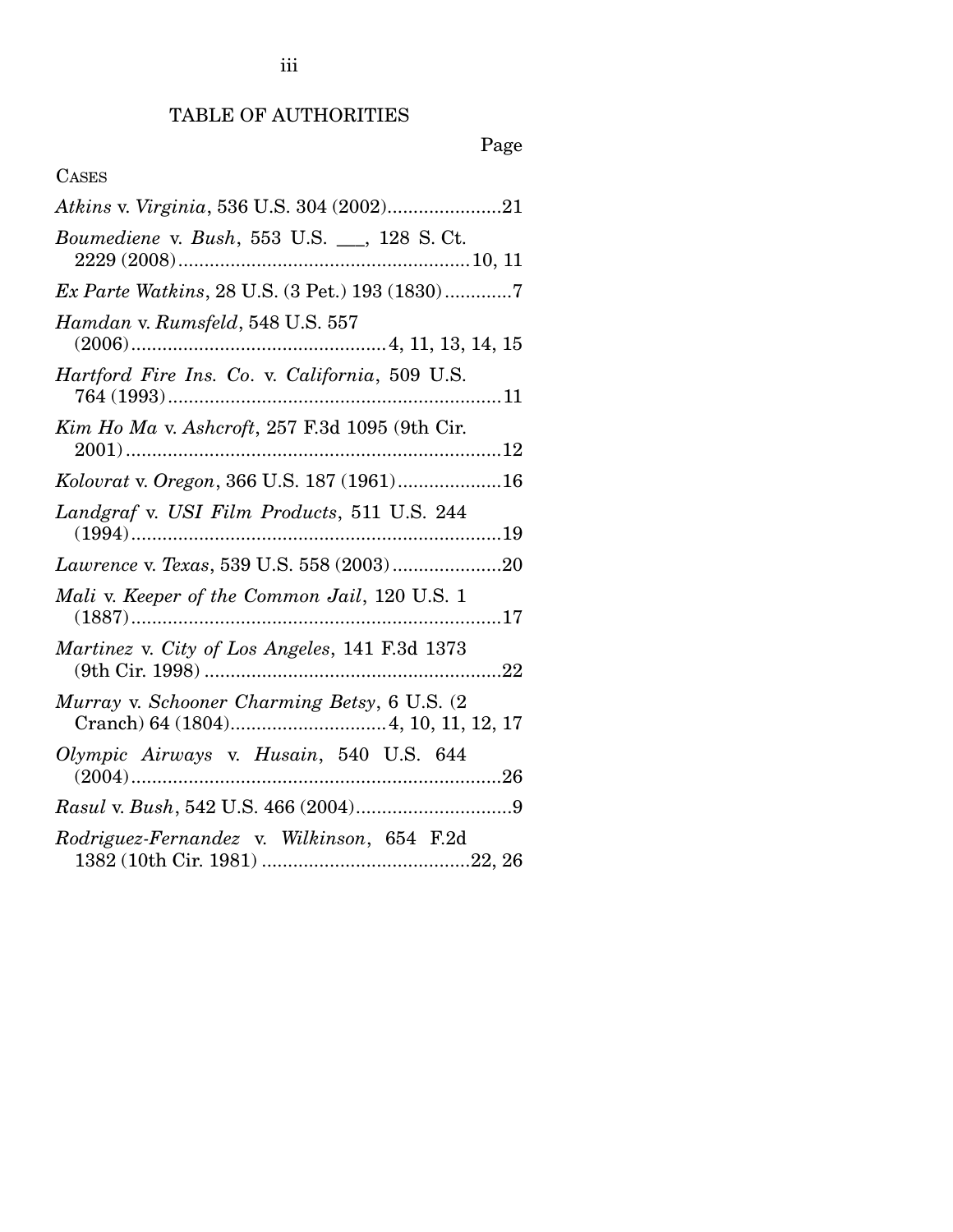# TABLE OF AUTHORITIES

Page

CASES

*Atkins* v. *Virginia*, 536 U.S. 304 (2002)......................21

*Boumediene* v. *Bush*, 553 U.S. ___, 128 S. Ct. 2229 (2008)........................................................10, 11

*Ex Parte Watkins*, 28 U.S. (3 Pet.) 193 (1830).............7

*Hamdan* v. *Rumsfeld*, 548 U.S. 557 (2006).................................................4, 11, 13, 14, 15

*Hartford Fire Ins. Co*. v. *California*, 509 U.S. 764 (1993)................................................................11

*Kim Ho Ma* v. *Ashcroft*, 257 F.3d 1095 (9th Cir. 2001)........................................................................12

*Kolovrat* v. *Oregon*, 366 U.S. 187 (1961)....................16

*Landgraf* v. *USI Film Products*, 511 U.S. 244 (1994).......................................................................19

*Lawrence* v. *Texas*, 539 U.S. 558 (2003).....................20

*Mali* v. *Keeper of the Common Jail*, 120 U.S. 1 (1887).......................................................................17

*Martinez* v. *City of Los Angeles*, 141 F.3d 1373 (9th Cir. 1998) .........................................................22

*Murray* v. *Schooner Charming Betsy*, 6 U.S. (2 Cranch) 64 (1804)..............................4, 10, 11, 12, 17

*Olympic Airways* v. *Husain*, 540 U.S. 644 (2004).......................................................................26

*Rasul* v. *Bush*, 542 U.S. 466 (2004)..............................9

*Rodriguez-Fernandez* v. *Wilkinson*, 654 F.2d 1382 (10th Cir. 1981) ........................................22, 26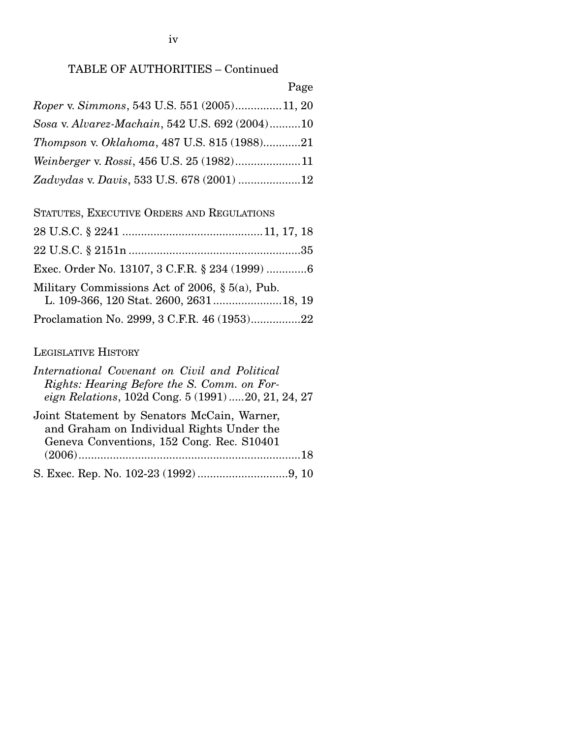## TABLE OF AUTHORITIES – Continued

Page

*Roper* v. *Simmons*, 543 U.S. 551 (2005)...............11, 20

*Sosa* v. *Alvarez-Machain*, 542 U.S. 692 (2004)..........10

*Thompson* v. *Oklahoma*, 487 U.S. 815 (1988)............21

*Weinberger* v. *Rossi*, 456 U.S. 25 (1982).....................11

*Zadvydas* v. *Davis*, 533 U.S. 678 (2001) ....................12

### STATUTES, EXECUTIVE ORDERS AND REGULATIONS

28 U.S.C. § 2241 ............................................11, 17, 18

22 U.S.C. § 2151n .......................................................35

Exec. Order No. 13107, 3 C.F.R. § 234 (1999) .............6

Military Commissions Act of 2006, § 5(a), Pub. L. 109-366, 120 Stat. 2600, 2631......................18, 19

Proclamation No. 2999, 3 C.F.R. 46 (1953)................22

### LEGISLATIVE HISTORY

*International Covenant on Civil and Political Rights: Hearing Before the S. Comm. on Foreign Relations*, 102d Cong. 5 (1991).....20, 21, 24, 27

Joint Statement by Senators McCain, Warner, and Graham on Individual Rights Under the Geneva Conventions, 152 Cong. Rec. S10401 (2006).......................................................................18

S. Exec. Rep. No. 102-23 (1992) ............................9, 10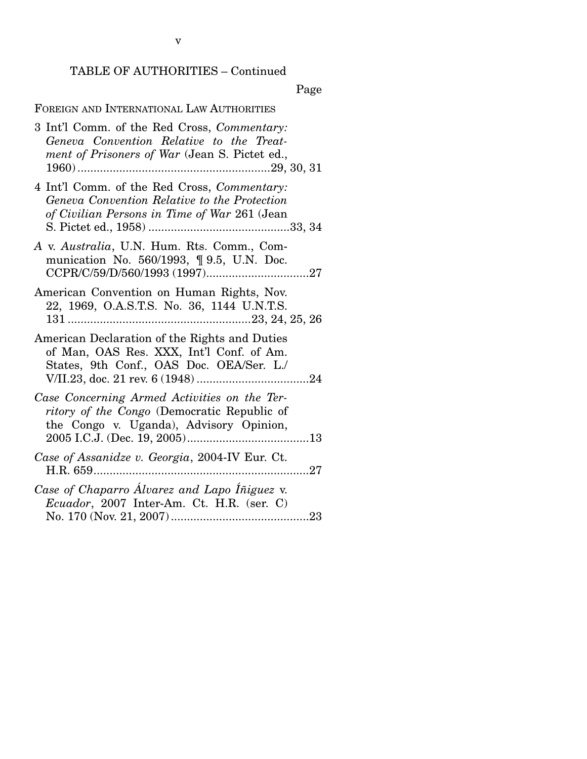TABLE OF AUTHORITIES – Continued

Page

FOREIGN AND INTERNATIONAL LAW AUTHORITIES

3 Int'l Comm. of the Red Cross, *Commentary: Geneva Convention Relative to the Treatment of Prisoners of War* (Jean S. Pictet ed., 1960) ....29, 30, 31

4 Int'l Comm. of the Red Cross, *Commentary: Geneva Convention Relative to the Protection of Civilian Persons in Time of War* 261 (Jean S. Pictet ed., 1958) ....33, 34

*A* v. *Australia*, U.N. Hum. Rts. Comm., Communication No. 560/1993, ¶ 9.5, U.N. Doc. CCPR/C/59/D/560/1993 (1997)....27

American Convention on Human Rights, Nov. 22, 1969, O.A.S.T.S. No. 36, 1144 U.N.T.S. 131 ....23, 24, 25, 26

American Declaration of the Rights and Duties of Man, OAS Res. XXX, Int'l Conf. of Am. States, 9th Conf., OAS Doc. OEA/Ser. L./V/II.23, doc. 21 rev. 6 (1948) ....24

*Case Concerning Armed Activities on the Territory of the Congo* (Democratic Republic of the Congo v. Uganda), Advisory Opinion, 2005 I.C.J. (Dec. 19, 2005)....13

*Case of Assanidze v. Georgia*, 2004-IV Eur. Ct. H.R. 659....27

*Case of Chaparro Álvarez and Lapo Íñiguez* v. *Ecuador*, 2007 Inter-Am. Ct. H.R. (ser. C) No. 170 (Nov. 21, 2007)....23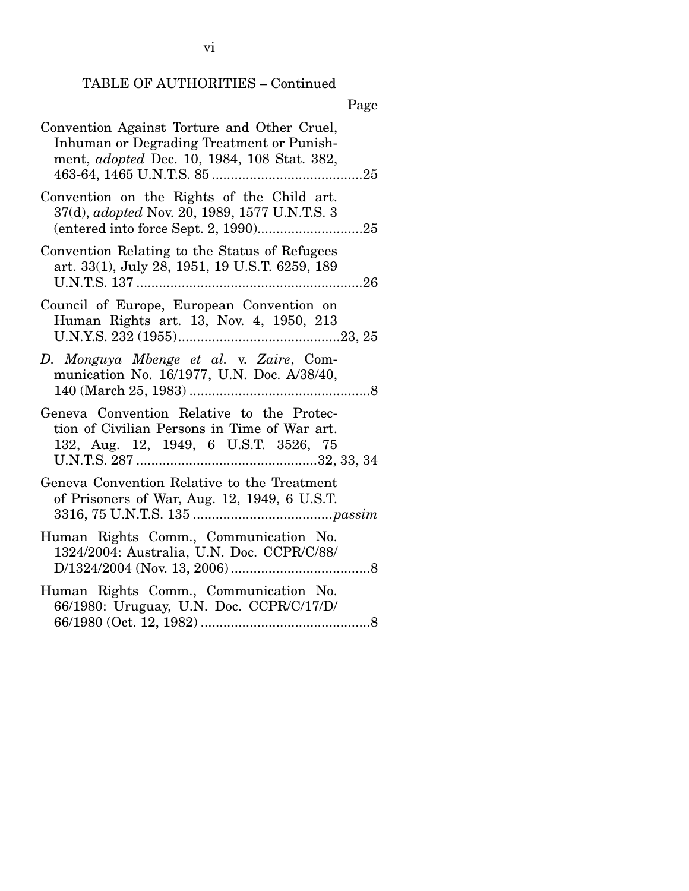TABLE OF AUTHORITIES – Continued

Page

Convention Against Torture and Other Cruel, Inhuman or Degrading Treatment or Punishment, *adopted* Dec. 10, 1984, 108 Stat. 382, 463-64, 1465 U.N.T.S. 85 ........................................25

Convention on the Rights of the Child art. 37(d), *adopted* Nov. 20, 1989, 1577 U.N.T.S. 3 (entered into force Sept. 2, 1990)............................25

Convention Relating to the Status of Refugees art. 33(1), July 28, 1951, 19 U.S.T. 6259, 189 U.N.T.S. 137 ............................................................26

Council of Europe, European Convention on Human Rights art. 13, Nov. 4, 1950, 213 U.N.Y.S. 232 (1955)...........................................23, 25

*D. Monguya Mbenge et al.* v. *Zaire*, Communication No. 16/1977, U.N. Doc. A/38/40, 140 (March 25, 1983) ................................................8

Geneva Convention Relative to the Protection of Civilian Persons in Time of War art. 132, Aug. 12, 1949, 6 U.S.T. 3526, 75 U.N.T.S. 287 ................................................32, 33, 34

Geneva Convention Relative to the Treatment of Prisoners of War, Aug. 12, 1949, 6 U.S.T. 3316, 75 U.N.T.S. 135 ....................................*passim*

Human Rights Comm., Communication No. 1324/2004: Australia, U.N. Doc. CCPR/C/88/D/1324/2004 (Nov. 13, 2006).....................................8

Human Rights Comm., Communication No. 66/1980: Uruguay, U.N. Doc. CCPR/C/17/D/66/1980 (Oct. 12, 1982) .............................................8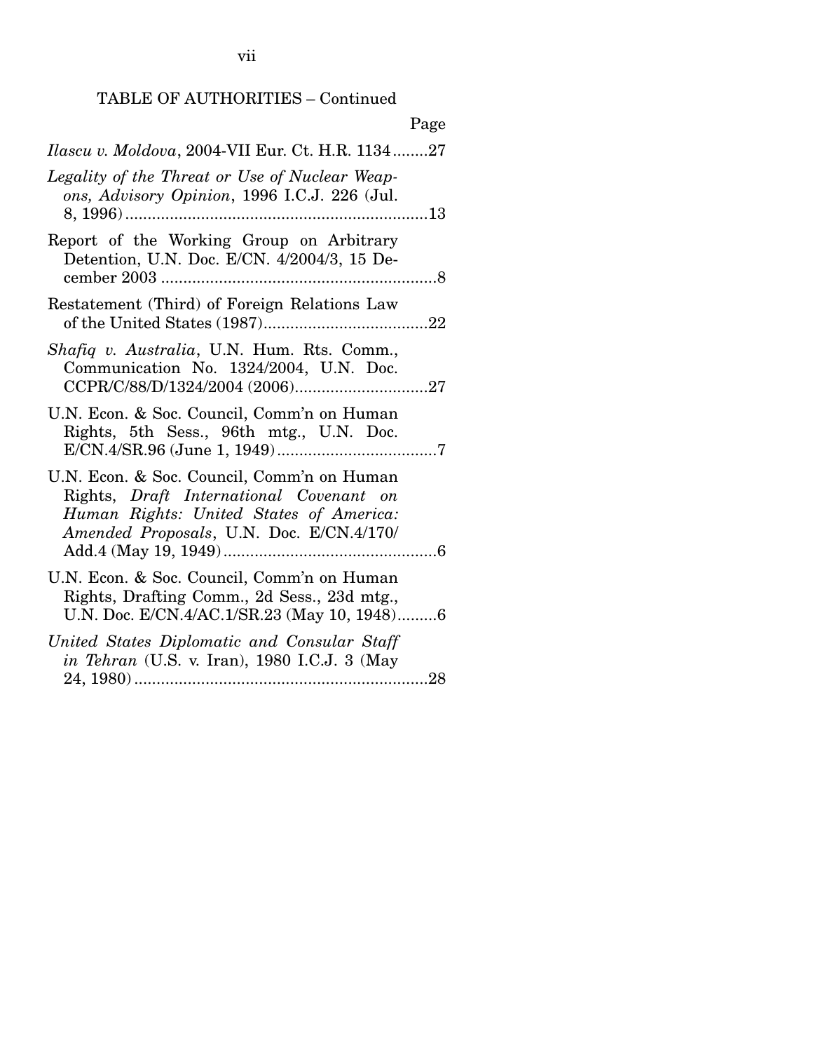TABLE OF AUTHORITIES – Continued

| | Page |
|---|---|
| *Ilascu v. Moldova*, 2004-VII Eur. Ct. H.R. 1134 | 27 |
| *Legality of the Threat or Use of Nuclear Weapons, Advisory Opinion*, 1996 I.C.J. 226 (Jul. 8, 1996) | 13 |
| Report of the Working Group on Arbitrary Detention, U.N. Doc. E/CN. 4/2004/3, 15 December 2003 | 8 |
| Restatement (Third) of Foreign Relations Law of the United States (1987) | 22 |
| *Shafiq v. Australia*, U.N. Hum. Rts. Comm., Communication No. 1324/2004, U.N. Doc. CCPR/C/88/D/1324/2004 (2006) | 27 |
| U.N. Econ. & Soc. Council, Comm'n on Human Rights, 5th Sess., 96th mtg., U.N. Doc. E/CN.4/SR.96 (June 1, 1949) | 7 |
| U.N. Econ. & Soc. Council, Comm'n on Human Rights, *Draft International Covenant on Human Rights: United States of America: Amended Proposals*, U.N. Doc. E/CN.4/170/Add.4 (May 19, 1949) | 6 |
| U.N. Econ. & Soc. Council, Comm'n on Human Rights, Drafting Comm., 2d Sess., 23d mtg., U.N. Doc. E/CN.4/AC.1/SR.23 (May 10, 1948) | 6 |
| *United States Diplomatic and Consular Staff in Tehran* (U.S. v. Iran), 1980 I.C.J. 3 (May 24, 1980) | 28 |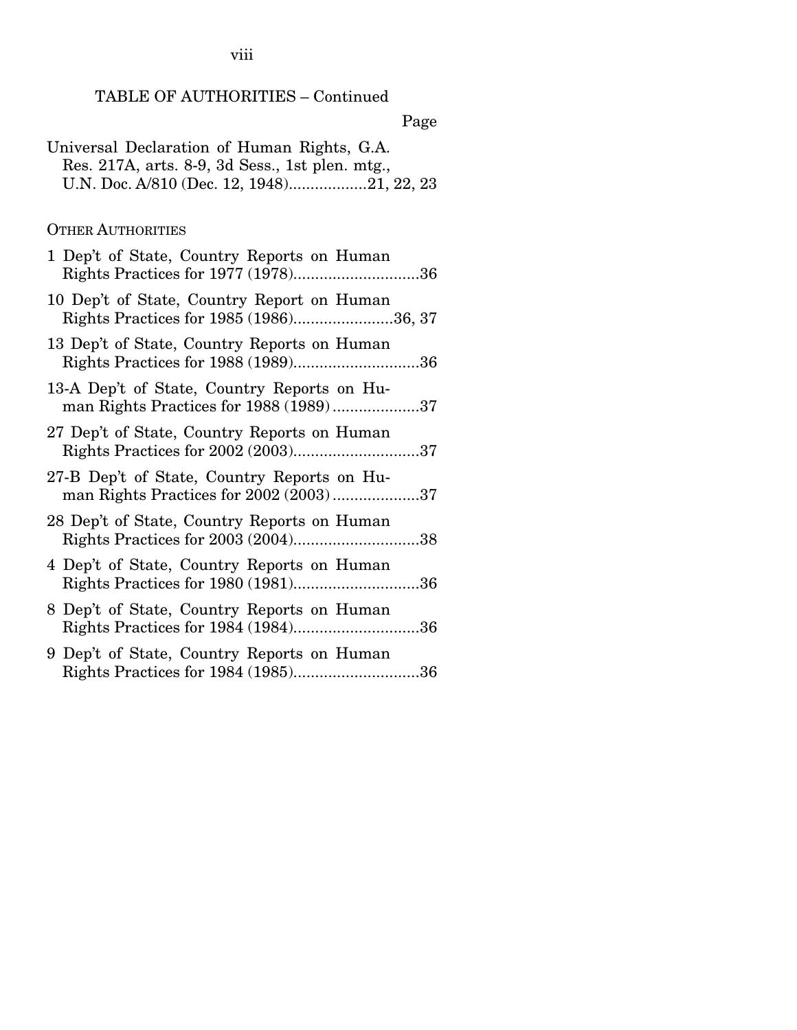## TABLE OF AUTHORITIES – Continued

Page

Universal Declaration of Human Rights, G.A. Res. 217A, arts. 8-9, 3d Sess., 1st plen. mtg., U.N. Doc. A/810 (Dec. 12, 1948)..................21, 22, 23

OTHER AUTHORITIES

1 Dep't of State, Country Reports on Human Rights Practices for 1977 (1978).............................36

10 Dep't of State, Country Report on Human Rights Practices for 1985 (1986).......................36, 37

13 Dep't of State, Country Reports on Human Rights Practices for 1988 (1989).............................36

13-A Dep't of State, Country Reports on Human Rights Practices for 1988 (1989)....................37

27 Dep't of State, Country Reports on Human Rights Practices for 2002 (2003).............................37

27-B Dep't of State, Country Reports on Human Rights Practices for 2002 (2003)....................37

28 Dep't of State, Country Reports on Human Rights Practices for 2003 (2004).............................38

4 Dep't of State, Country Reports on Human Rights Practices for 1980 (1981).............................36

8 Dep't of State, Country Reports on Human Rights Practices for 1984 (1984).............................36

9 Dep't of State, Country Reports on Human Rights Practices for 1984 (1985).............................36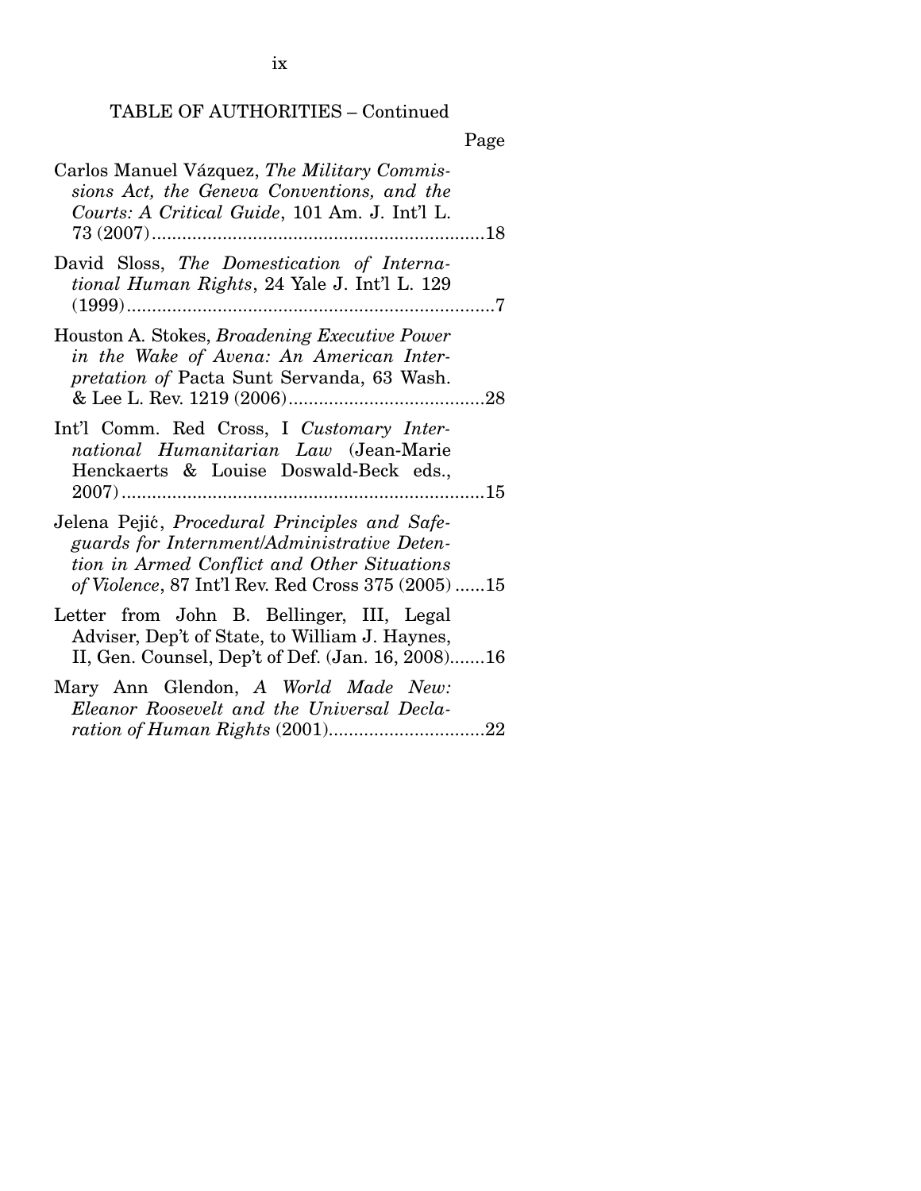TABLE OF AUTHORITIES – Continued

Page

Carlos Manuel Vázquez, *The Military Commissions Act, the Geneva Conventions, and the Courts: A Critical Guide*, 101 Am. J. Int'l L. 73 (2007) ....................................................................18

David Sloss, *The Domestication of International Human Rights*, 24 Yale J. Int'l L. 129 (1999) ..........................................................................7

Houston A. Stokes, *Broadening Executive Power in the Wake of Avena: An American Interpretation of* Pacta Sunt Servanda, 63 Wash. & Lee L. Rev. 1219 (2006) .......................................28

Int'l Comm. Red Cross, I *Customary International Humanitarian Law* (Jean-Marie Henckaerts & Louise Doswald-Beck eds., 2007) .........................................................................15

Jelena Pejić, *Procedural Principles and Safeguards for Internment/Administrative Detention in Armed Conflict and Other Situations of Violence*, 87 Int'l Rev. Red Cross 375 (2005) ......15

Letter from John B. Bellinger, III, Legal Adviser, Dep't of State, to William J. Haynes, II, Gen. Counsel, Dep't of Def. (Jan. 16, 2008).......16

Mary Ann Glendon, *A World Made New: Eleanor Roosevelt and the Universal Declaration of Human Rights* (2001)...............................22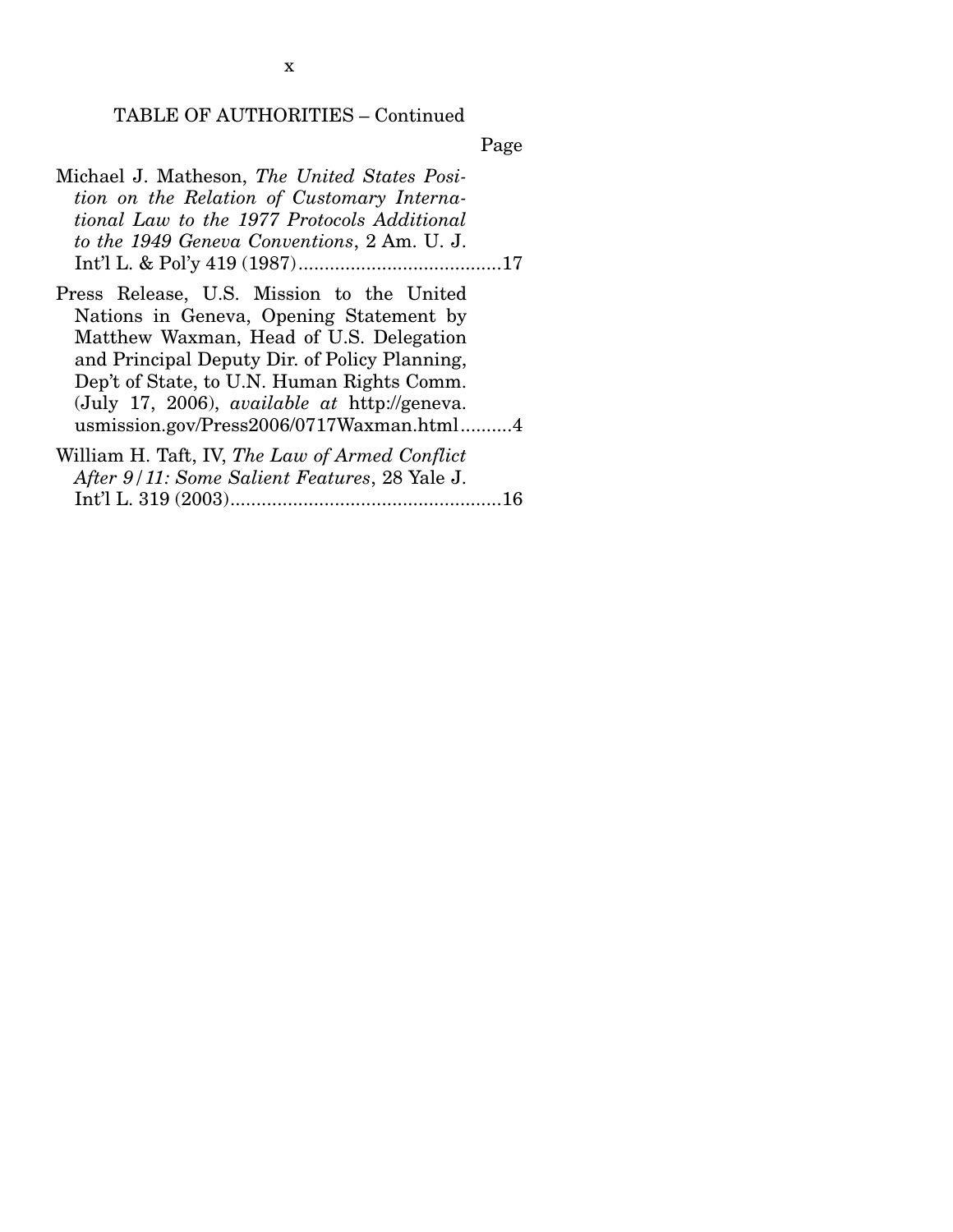TABLE OF AUTHORITIES – Continued

Page

Michael J. Matheson, *The United States Position on the Relation of Customary International Law to the 1977 Protocols Additional to the 1949 Geneva Conventions*, 2 Am. U. J. Int'l L. & Pol'y 419 (1987)........................................17

Press Release, U.S. Mission to the United Nations in Geneva, Opening Statement by Matthew Waxman, Head of U.S. Delegation and Principal Deputy Dir. of Policy Planning, Dep't of State, to U.N. Human Rights Comm. (July 17, 2006), *available at* http://geneva.usmission.gov/Press2006/0717Waxman.html..........4

William H. Taft, IV, *The Law of Armed Conflict After 9/11: Some Salient Features*, 28 Yale J. Int'l L. 319 (2003).....................................................16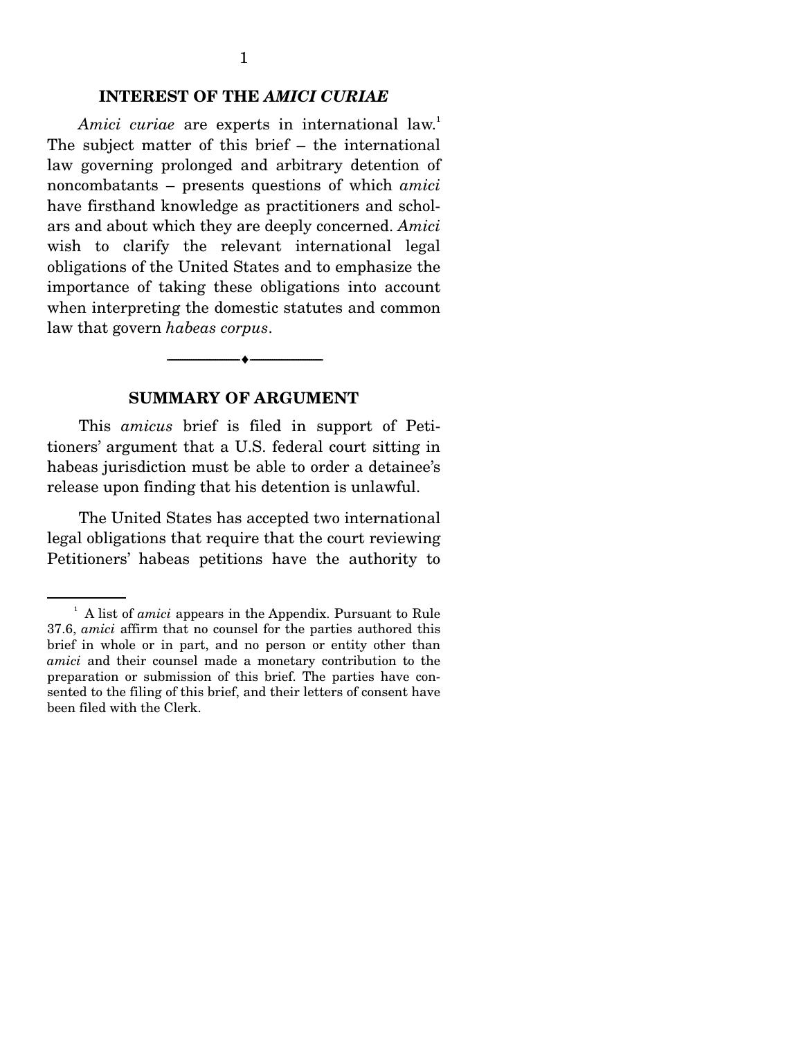## INTEREST OF THE *AMICI CURIAE*

*Amici curiae* are experts in international law.[1] The subject matter of this brief – the international law governing prolonged and arbitrary detention of noncombatants – presents questions of which *amici* have firsthand knowledge as practitioners and scholars and about which they are deeply concerned. *Amici* wish to clarify the relevant international legal obligations of the United States and to emphasize the importance of taking these obligations into account when interpreting the domestic statutes and common law that govern *habeas corpus*.

---

## SUMMARY OF ARGUMENT

This *amicus* brief is filed in support of Petitioners' argument that a U.S. federal court sitting in habeas jurisdiction must be able to order a detainee's release upon finding that his detention is unlawful.

The United States has accepted two international legal obligations that require that the court reviewing Petitioners' habeas petitions have the authority to

---

[1] A list of *amici* appears in the Appendix. Pursuant to Rule 37.6, *amici* affirm that no counsel for the parties authored this brief in whole or in part, and no person or entity other than *amici* and their counsel made a monetary contribution to the preparation or submission of this brief. The parties have consented to the filing of this brief, and their letters of consent have been filed with the Clerk.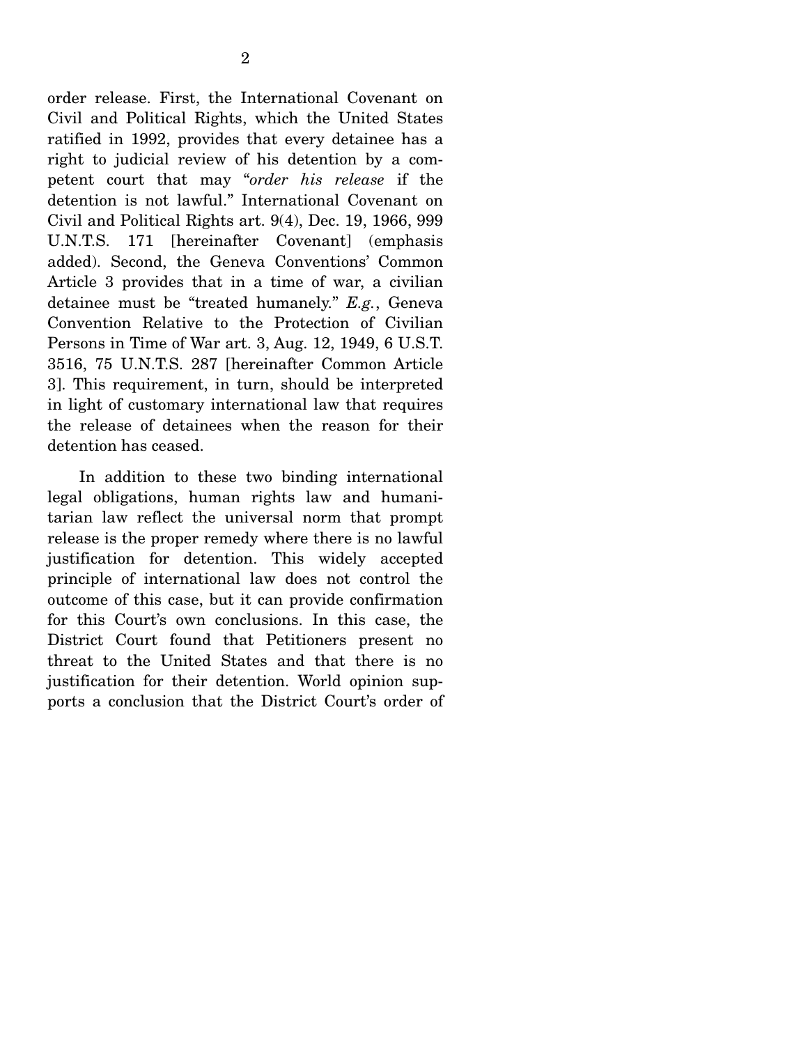order release. First, the International Covenant on Civil and Political Rights, which the United States ratified in 1992, provides that every detainee has a right to judicial review of his detention by a competent court that may "*order his release* if the detention is not lawful." International Covenant on Civil and Political Rights art. 9(4), Dec. 19, 1966, 999 U.N.T.S. 171 [hereinafter Covenant] (emphasis added). Second, the Geneva Conventions' Common Article 3 provides that in a time of war, a civilian detainee must be "treated humanely." *E.g.*, Geneva Convention Relative to the Protection of Civilian Persons in Time of War art. 3, Aug. 12, 1949, 6 U.S.T. 3516, 75 U.N.T.S. 287 [hereinafter Common Article 3]. This requirement, in turn, should be interpreted in light of customary international law that requires the release of detainees when the reason for their detention has ceased.

In addition to these two binding international legal obligations, human rights law and humanitarian law reflect the universal norm that prompt release is the proper remedy where there is no lawful justification for detention. This widely accepted principle of international law does not control the outcome of this case, but it can provide confirmation for this Court's own conclusions. In this case, the District Court found that Petitioners present no threat to the United States and that there is no justification for their detention. World opinion supports a conclusion that the District Court's order of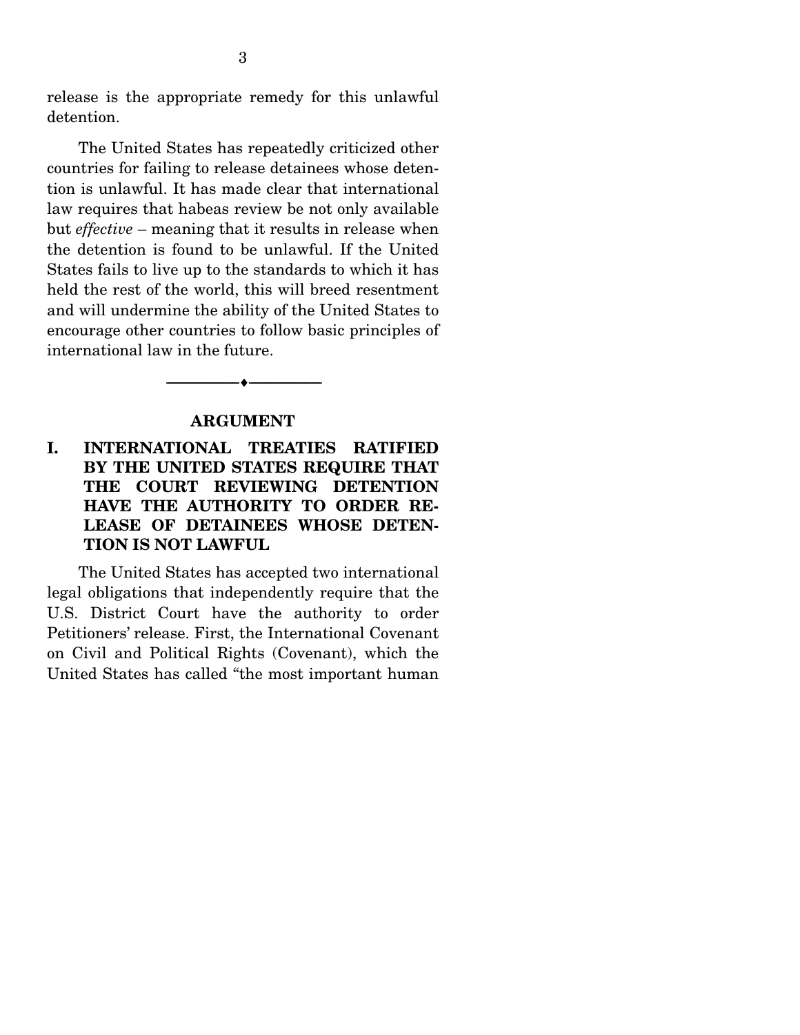release is the appropriate remedy for this unlawful detention.

The United States has repeatedly criticized other countries for failing to release detainees whose detention is unlawful. It has made clear that international law requires that habeas review be not only available but *effective* – meaning that it results in release when the detention is found to be unlawful. If the United States fails to live up to the standards to which it has held the rest of the world, this will breed resentment and will undermine the ability of the United States to encourage other countries to follow basic principles of international law in the future.

---

## ARGUMENT

### I. INTERNATIONAL TREATIES RATIFIED BY THE UNITED STATES REQUIRE THAT THE COURT REVIEWING DETENTION HAVE THE AUTHORITY TO ORDER RELEASE OF DETAINEES WHOSE DETENTION IS NOT LAWFUL

The United States has accepted two international legal obligations that independently require that the U.S. District Court have the authority to order Petitioners' release. First, the International Covenant on Civil and Political Rights (Covenant), which the United States has called "the most important human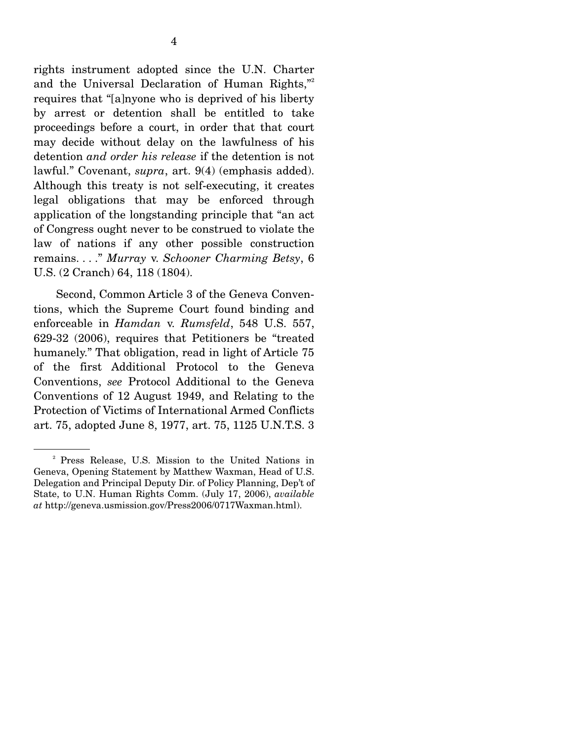rights instrument adopted since the U.N. Charter and the Universal Declaration of Human Rights,"[2] requires that "[a]nyone who is deprived of his liberty by arrest or detention shall be entitled to take proceedings before a court, in order that that court may decide without delay on the lawfulness of his detention *and order his release* if the detention is not lawful." Covenant, *supra*, art. 9(4) (emphasis added). Although this treaty is not self-executing, it creates legal obligations that may be enforced through application of the longstanding principle that "an act of Congress ought never to be construed to violate the law of nations if any other possible construction remains. . . ." *Murray* v. *Schooner Charming Betsy*, 6 U.S. (2 Cranch) 64, 118 (1804).

Second, Common Article 3 of the Geneva Conventions, which the Supreme Court found binding and enforceable in *Hamdan* v. *Rumsfeld*, 548 U.S. 557, 629-32 (2006), requires that Petitioners be "treated humanely." That obligation, read in light of Article 75 of the first Additional Protocol to the Geneva Conventions, *see* Protocol Additional to the Geneva Conventions of 12 August 1949, and Relating to the Protection of Victims of International Armed Conflicts art. 75, adopted June 8, 1977, art. 75, 1125 U.N.T.S. 3

---

[2] Press Release, U.S. Mission to the United Nations in Geneva, Opening Statement by Matthew Waxman, Head of U.S. Delegation and Principal Deputy Dir. of Policy Planning, Dep't of State, to U.N. Human Rights Comm. (July 17, 2006), *available at* http://geneva.usmission.gov/Press2006/0717Waxman.html).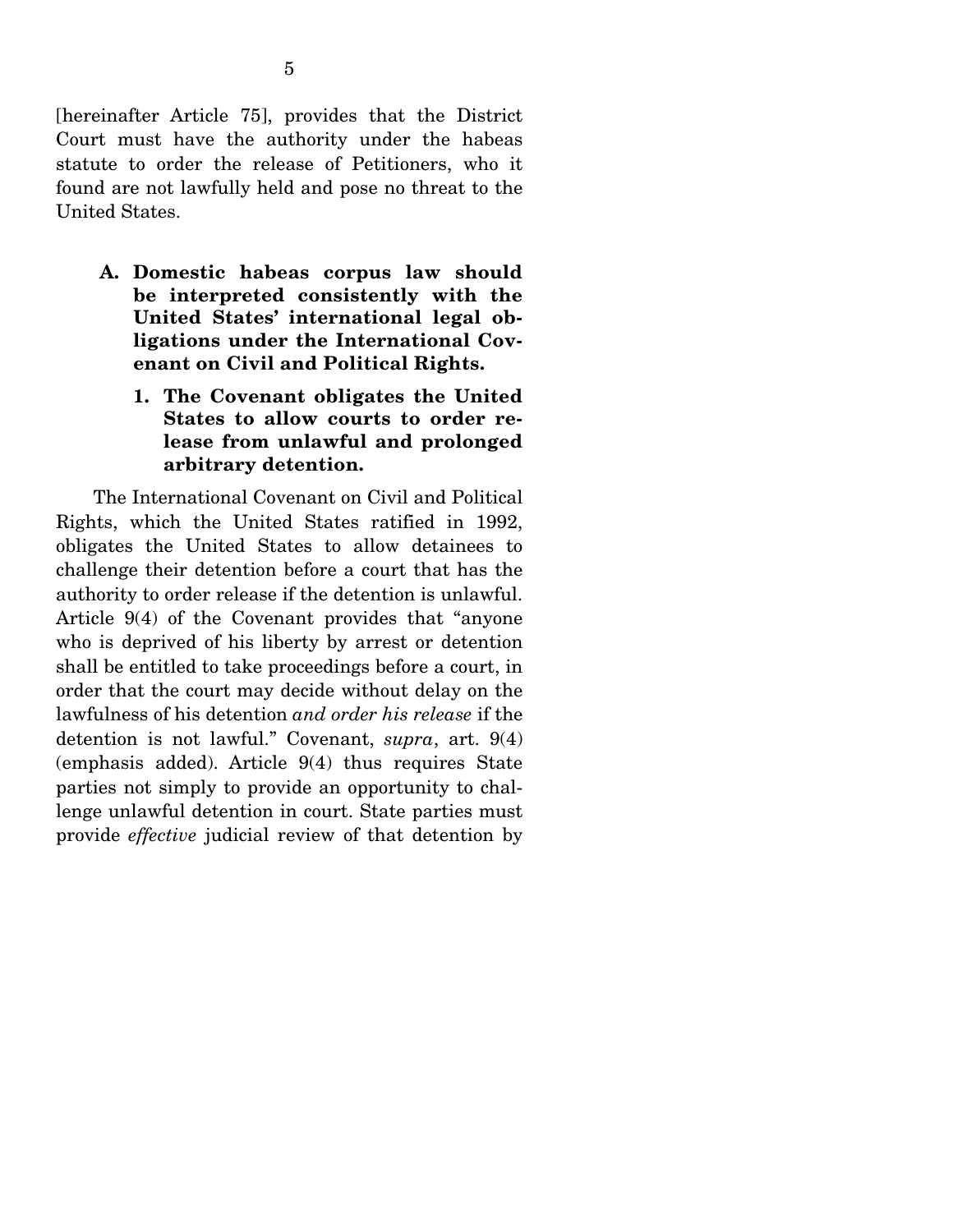[hereinafter Article 75], provides that the District Court must have the authority under the habeas statute to order the release of Petitioners, who it found are not lawfully held and pose no threat to the United States.

### A. Domestic habeas corpus law should be interpreted consistently with the United States' international legal obligations under the International Covenant on Civil and Political Rights.

#### 1. The Covenant obligates the United States to allow courts to order release from unlawful and prolonged arbitrary detention.

The International Covenant on Civil and Political Rights, which the United States ratified in 1992, obligates the United States to allow detainees to challenge their detention before a court that has the authority to order release if the detention is unlawful. Article 9(4) of the Covenant provides that "anyone who is deprived of his liberty by arrest or detention shall be entitled to take proceedings before a court, in order that the court may decide without delay on the lawfulness of his detention *and order his release* if the detention is not lawful." Covenant, *supra*, art. 9(4) (emphasis added). Article 9(4) thus requires State parties not simply to provide an opportunity to challenge unlawful detention in court. State parties must provide *effective* judicial review of that detention by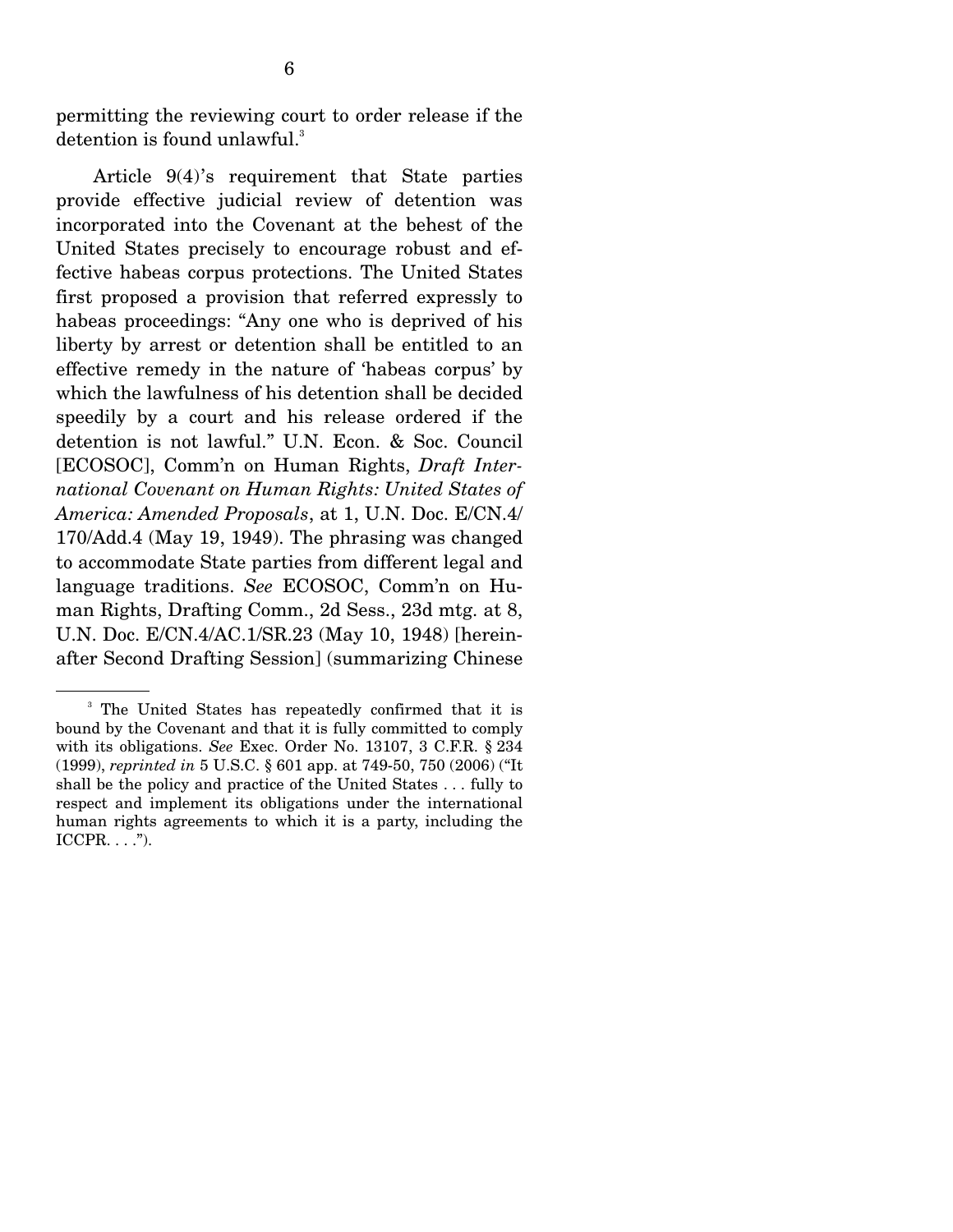permitting the reviewing court to order release if the detention is found unlawful.[3]

Article 9(4)'s requirement that State parties provide effective judicial review of detention was incorporated into the Covenant at the behest of the United States precisely to encourage robust and effective habeas corpus protections. The United States first proposed a provision that referred expressly to habeas proceedings: "Any one who is deprived of his liberty by arrest or detention shall be entitled to an effective remedy in the nature of 'habeas corpus' by which the lawfulness of his detention shall be decided speedily by a court and his release ordered if the detention is not lawful." U.N. Econ. & Soc. Council [ECOSOC], Comm'n on Human Rights, *Draft International Covenant on Human Rights: United States of America: Amended Proposals*, at 1, U.N. Doc. E/CN.4/170/Add.4 (May 19, 1949). The phrasing was changed to accommodate State parties from different legal and language traditions. *See* ECOSOC, Comm'n on Human Rights, Drafting Comm., 2d Sess., 23d mtg. at 8, U.N. Doc. E/CN.4/AC.1/SR.23 (May 10, 1948) [hereinafter Second Drafting Session] (summarizing Chinese

---

[3] The United States has repeatedly confirmed that it is bound by the Covenant and that it is fully committed to comply with its obligations. *See* Exec. Order No. 13107, 3 C.F.R. § 234 (1999), *reprinted in* 5 U.S.C. § 601 app. at 749-50, 750 (2006) ("It shall be the policy and practice of the United States . . . fully to respect and implement its obligations under the international human rights agreements to which it is a party, including the ICCPR. . . .").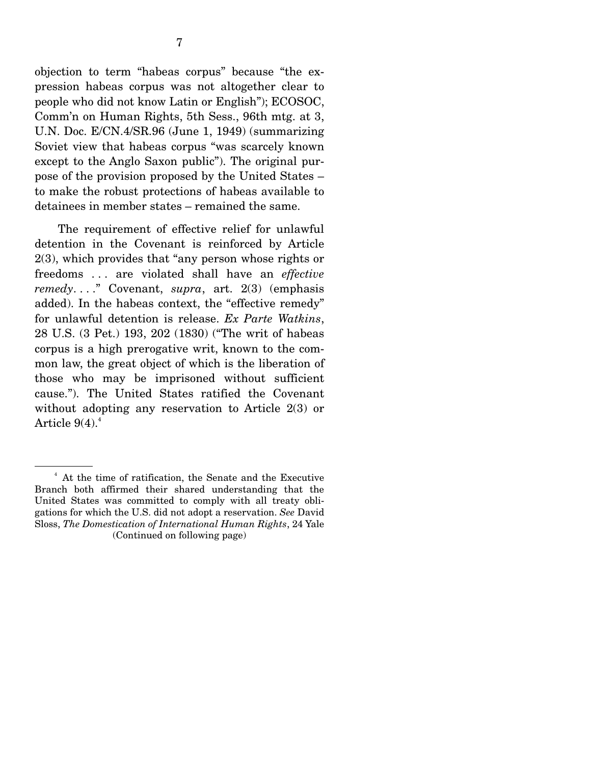objection to term "habeas corpus" because "the expression habeas corpus was not altogether clear to people who did not know Latin or English"); ECOSOC, Comm'n on Human Rights, 5th Sess., 96th mtg. at 3, U.N. Doc. E/CN.4/SR.96 (June 1, 1949) (summarizing Soviet view that habeas corpus "was scarcely known except to the Anglo Saxon public"). The original purpose of the provision proposed by the United States – to make the robust protections of habeas available to detainees in member states – remained the same.

The requirement of effective relief for unlawful detention in the Covenant is reinforced by Article 2(3), which provides that "any person whose rights or freedoms . . . are violated shall have an *effective remedy*. . . ." Covenant, *supra*, art. 2(3) (emphasis added). In the habeas context, the "effective remedy" for unlawful detention is release. *Ex Parte Watkins*, 28 U.S. (3 Pet.) 193, 202 (1830) ("The writ of habeas corpus is a high prerogative writ, known to the common law, the great object of which is the liberation of those who may be imprisoned without sufficient cause."). The United States ratified the Covenant without adopting any reservation to Article 2(3) or Article 9(4).[4]

---

[4] At the time of ratification, the Senate and the Executive Branch both affirmed their shared understanding that the United States was committed to comply with all treaty obligations for which the U.S. did not adopt a reservation. *See* David Sloss, *The Domestication of International Human Rights*, 24 Yale

(Continued on following page)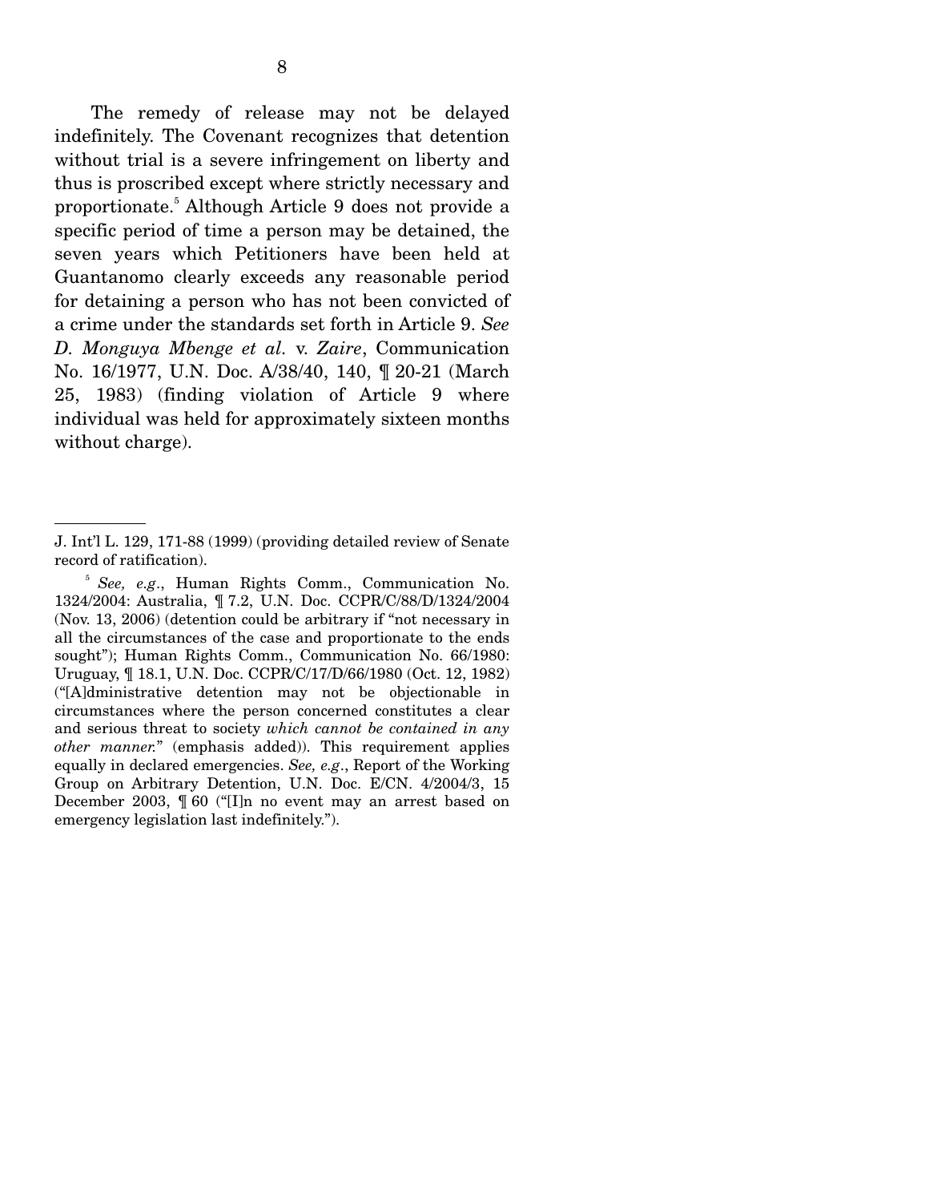The remedy of release may not be delayed indefinitely. The Covenant recognizes that detention without trial is a severe infringement on liberty and thus is proscribed except where strictly necessary and proportionate.[5] Although Article 9 does not provide a specific period of time a person may be detained, the seven years which Petitioners have been held at Guantanomo clearly exceeds any reasonable period for detaining a person who has not been convicted of a crime under the standards set forth in Article 9. *See D. Monguya Mbenge et al.* v. *Zaire*, Communication No. 16/1977, U.N. Doc. A/38/40, 140, ¶ 20-21 (March 25, 1983) (finding violation of Article 9 where individual was held for approximately sixteen months without charge).

---

J. Int'l L. 129, 171-88 (1999) (providing detailed review of Senate record of ratification).

[5] *See, e.g.*, Human Rights Comm., Communication No. 1324/2004: Australia, ¶ 7.2, U.N. Doc. CCPR/C/88/D/1324/2004 (Nov. 13, 2006) (detention could be arbitrary if "not necessary in all the circumstances of the case and proportionate to the ends sought"); Human Rights Comm., Communication No. 66/1980: Uruguay, ¶ 18.1, U.N. Doc. CCPR/C/17/D/66/1980 (Oct. 12, 1982) ("[A]dministrative detention may not be objectionable in circumstances where the person concerned constitutes a clear and serious threat to society *which cannot be contained in any other manner.*" (emphasis added)). This requirement applies equally in declared emergencies. *See, e.g.*, Report of the Working Group on Arbitrary Detention, U.N. Doc. E/CN. 4/2004/3, 15 December 2003, ¶ 60 ("[I]n no event may an arrest based on emergency legislation last indefinitely.").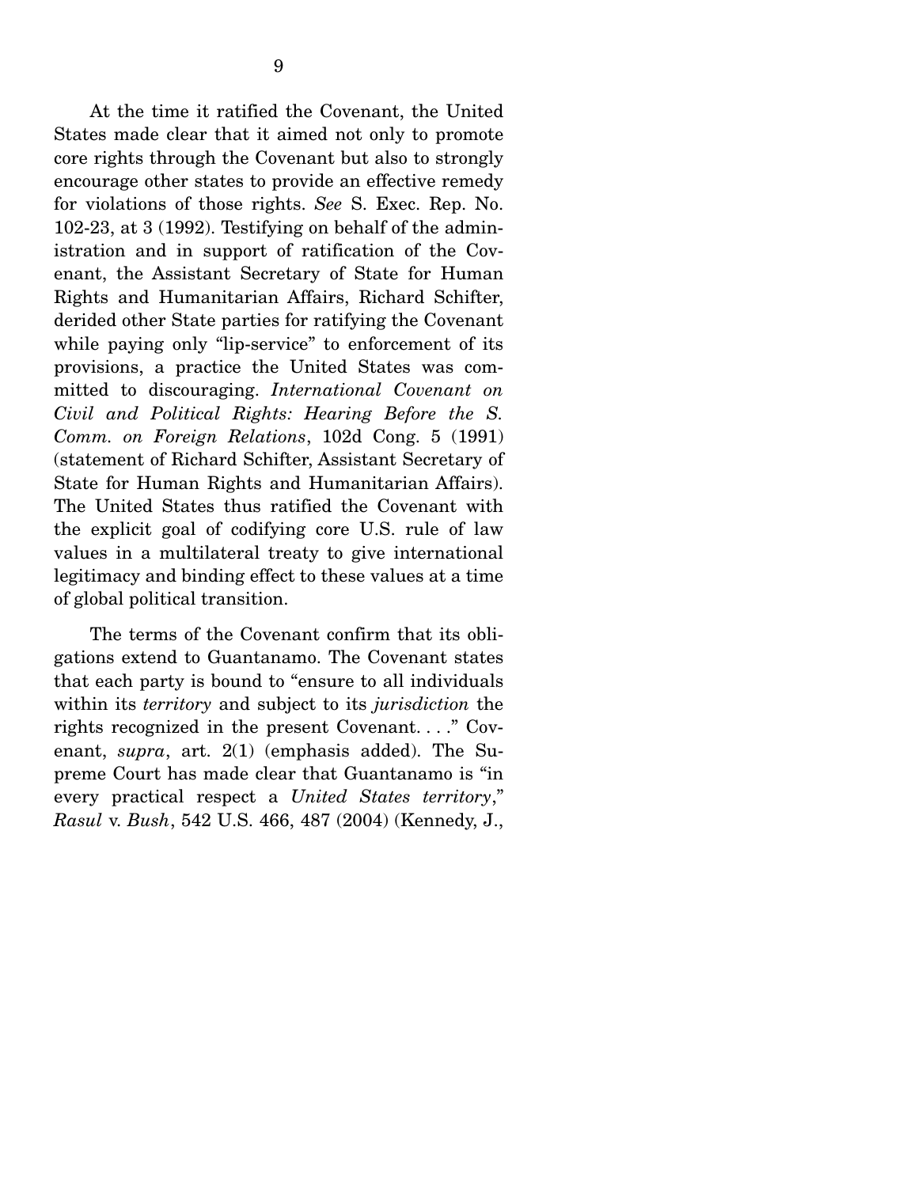At the time it ratified the Covenant, the United States made clear that it aimed not only to promote core rights through the Covenant but also to strongly encourage other states to provide an effective remedy for violations of those rights. *See* S. Exec. Rep. No. 102-23, at 3 (1992). Testifying on behalf of the administration and in support of ratification of the Covenant, the Assistant Secretary of State for Human Rights and Humanitarian Affairs, Richard Schifter, derided other State parties for ratifying the Covenant while paying only "lip-service" to enforcement of its provisions, a practice the United States was committed to discouraging. *International Covenant on Civil and Political Rights: Hearing Before the S. Comm. on Foreign Relations*, 102d Cong. 5 (1991) (statement of Richard Schifter, Assistant Secretary of State for Human Rights and Humanitarian Affairs). The United States thus ratified the Covenant with the explicit goal of codifying core U.S. rule of law values in a multilateral treaty to give international legitimacy and binding effect to these values at a time of global political transition.

The terms of the Covenant confirm that its obligations extend to Guantanamo. The Covenant states that each party is bound to "ensure to all individuals within its *territory* and subject to its *jurisdiction* the rights recognized in the present Covenant. . . ." Covenant, *supra*, art. 2(1) (emphasis added). The Supreme Court has made clear that Guantanamo is "in every practical respect a *United States territory*," *Rasul* v. *Bush*, 542 U.S. 466, 487 (2004) (Kennedy, J.,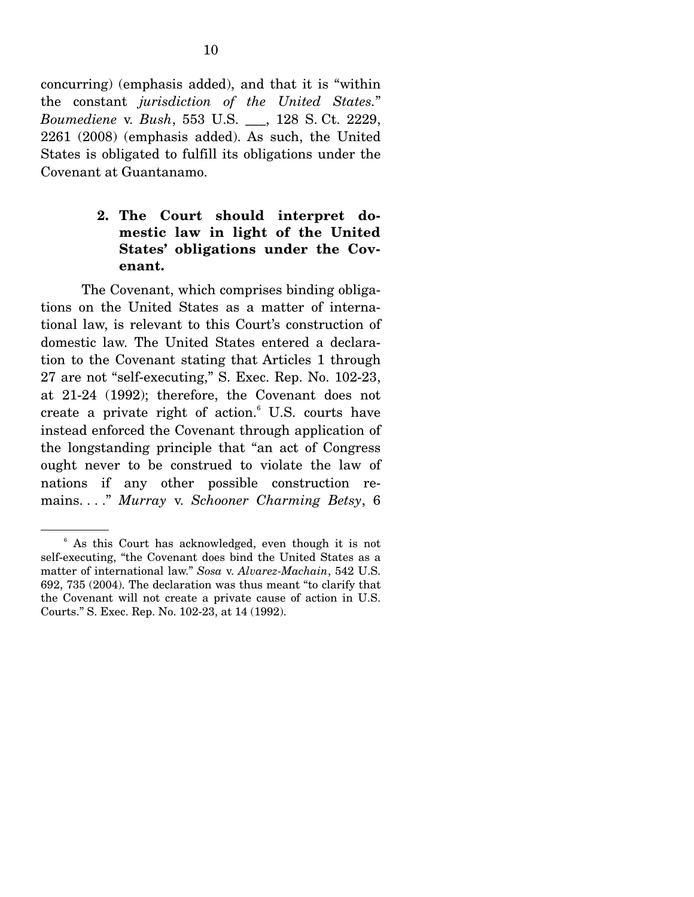concurring) (emphasis added), and that it is "within the constant *jurisdiction of the United States.*" *Boumediene* v. *Bush*, 553 U.S. ___, 128 S. Ct. 2229, 2261 (2008) (emphasis added). As such, the United States is obligated to fulfill its obligations under the Covenant at Guantanamo.

### 2. The Court should interpret domestic law in light of the United States' obligations under the Covenant.

The Covenant, which comprises binding obligations on the United States as a matter of international law, is relevant to this Court's construction of domestic law. The United States entered a declaration to the Covenant stating that Articles 1 through 27 are not "self-executing," S. Exec. Rep. No. 102-23, at 21-24 (1992); therefore, the Covenant does not create a private right of action.[6] U.S. courts have instead enforced the Covenant through application of the longstanding principle that "an act of Congress ought never to be construed to violate the law of nations if any other possible construction remains. . . ." *Murray* v. *Schooner Charming Betsy*, 6

---

[6] As this Court has acknowledged, even though it is not self-executing, "the Covenant does bind the United States as a matter of international law." *Sosa* v. *Alvarez-Machain*, 542 U.S. 692, 735 (2004). The declaration was thus meant "to clarify that the Covenant will not create a private cause of action in U.S. Courts." S. Exec. Rep. No. 102-23, at 14 (1992).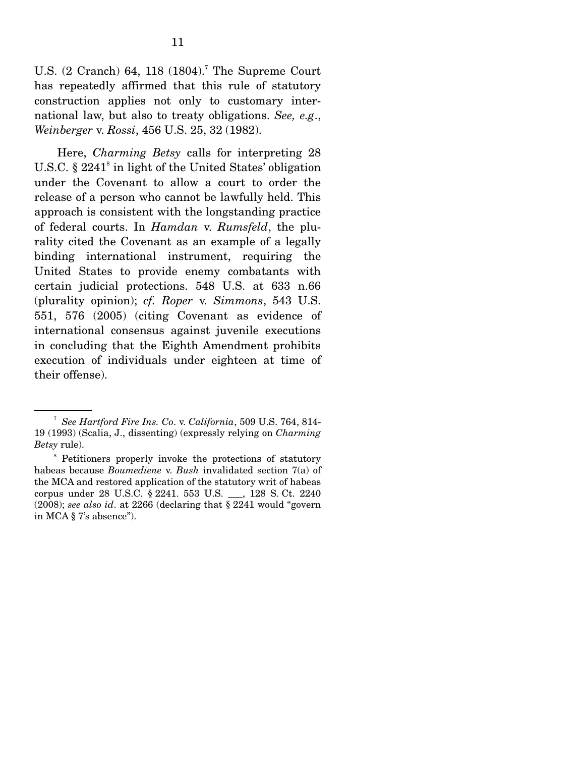U.S. (2 Cranch) 64, 118 (1804).[7] The Supreme Court has repeatedly affirmed that this rule of statutory construction applies not only to customary international law, but also to treaty obligations. *See, e.g.*, *Weinberger* v. *Rossi*, 456 U.S. 25, 32 (1982).

Here, *Charming Betsy* calls for interpreting 28 U.S.C. § 2241[8] in light of the United States' obligation under the Covenant to allow a court to order the release of a person who cannot be lawfully held. This approach is consistent with the longstanding practice of federal courts. In *Hamdan* v. *Rumsfeld*, the plurality cited the Covenant as an example of a legally binding international instrument, requiring the United States to provide enemy combatants with certain judicial protections. 548 U.S. at 633 n.66 (plurality opinion); *cf. Roper* v. *Simmons*, 543 U.S. 551, 576 (2005) (citing Covenant as evidence of international consensus against juvenile executions in concluding that the Eighth Amendment prohibits execution of individuals under eighteen at time of their offense).

---

[7] *See Hartford Fire Ins. Co*. v. *California*, 509 U.S. 764, 814-19 (1993) (Scalia, J., dissenting) (expressly relying on *Charming Betsy* rule).

[8] Petitioners properly invoke the protections of statutory habeas because *Boumediene* v. *Bush* invalidated section 7(a) of the MCA and restored application of the statutory writ of habeas corpus under 28 U.S.C. § 2241. 553 U.S. ___, 128 S. Ct. 2240 (2008); *see also id*. at 2266 (declaring that § 2241 would "govern in MCA § 7's absence").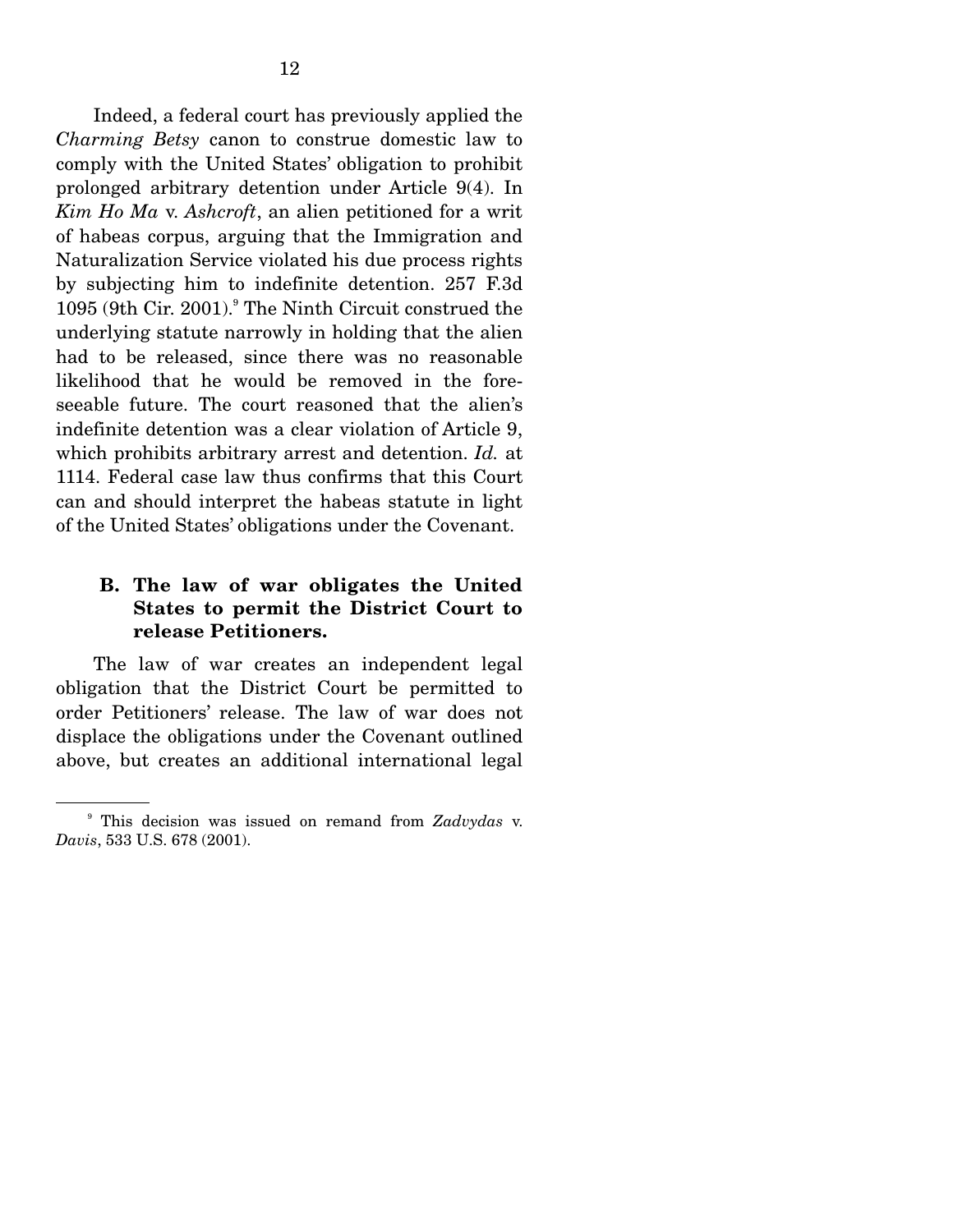Indeed, a federal court has previously applied the *Charming Betsy* canon to construe domestic law to comply with the United States' obligation to prohibit prolonged arbitrary detention under Article 9(4). In *Kim Ho Ma* v. *Ashcroft*, an alien petitioned for a writ of habeas corpus, arguing that the Immigration and Naturalization Service violated his due process rights by subjecting him to indefinite detention. 257 F.3d 1095 (9th Cir. 2001).[9] The Ninth Circuit construed the underlying statute narrowly in holding that the alien had to be released, since there was no reasonable likelihood that he would be removed in the foreseeable future. The court reasoned that the alien's indefinite detention was a clear violation of Article 9, which prohibits arbitrary arrest and detention. *Id.* at 1114. Federal case law thus confirms that this Court can and should interpret the habeas statute in light of the United States' obligations under the Covenant.

### B. The law of war obligates the United States to permit the District Court to release Petitioners.

The law of war creates an independent legal obligation that the District Court be permitted to order Petitioners' release. The law of war does not displace the obligations under the Covenant outlined above, but creates an additional international legal

---

[9] This decision was issued on remand from *Zadvydas* v. *Davis*, 533 U.S. 678 (2001).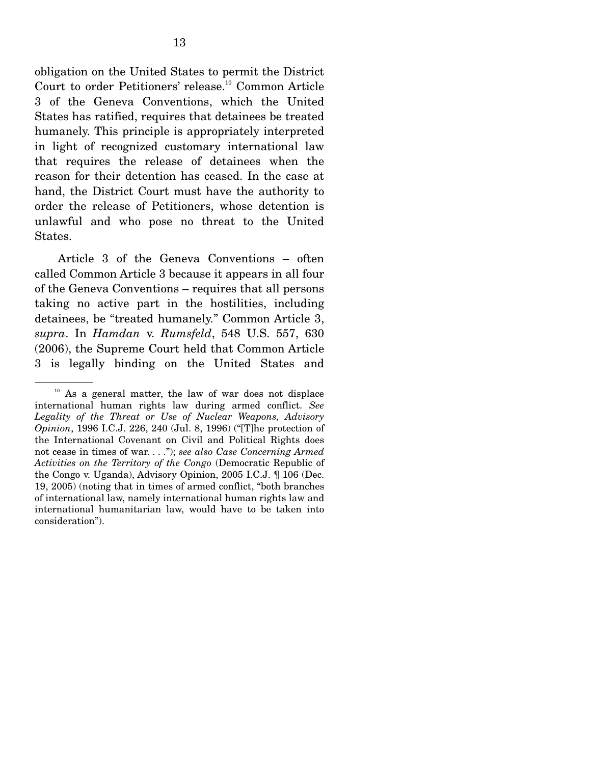obligation on the United States to permit the District Court to order Petitioners' release.[10] Common Article 3 of the Geneva Conventions, which the United States has ratified, requires that detainees be treated humanely. This principle is appropriately interpreted in light of recognized customary international law that requires the release of detainees when the reason for their detention has ceased. In the case at hand, the District Court must have the authority to order the release of Petitioners, whose detention is unlawful and who pose no threat to the United States.

Article 3 of the Geneva Conventions – often called Common Article 3 because it appears in all four of the Geneva Conventions – requires that all persons taking no active part in the hostilities, including detainees, be "treated humanely." Common Article 3, *supra*. In *Hamdan* v. *Rumsfeld*, 548 U.S. 557, 630 (2006), the Supreme Court held that Common Article 3 is legally binding on the United States and

---

[10] As a general matter, the law of war does not displace international human rights law during armed conflict. *See Legality of the Threat or Use of Nuclear Weapons, Advisory Opinion*, 1996 I.C.J. 226, 240 (Jul. 8, 1996) ("[T]he protection of the International Covenant on Civil and Political Rights does not cease in times of war. . . ."); *see also Case Concerning Armed Activities on the Territory of the Congo* (Democratic Republic of the Congo v. Uganda), Advisory Opinion, 2005 I.C.J. ¶ 106 (Dec. 19, 2005) (noting that in times of armed conflict, "both branches of international law, namely international human rights law and international humanitarian law, would have to be taken into consideration").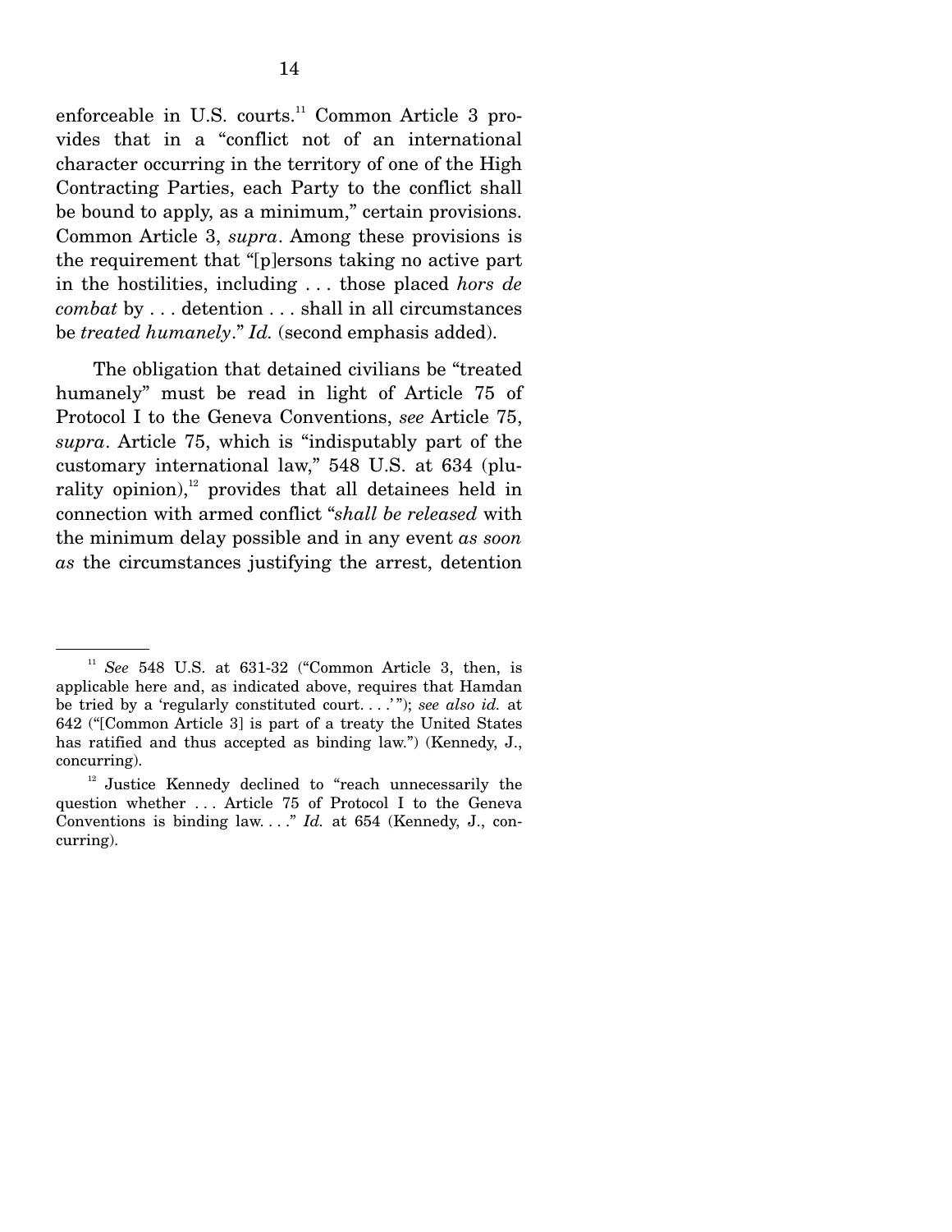enforceable in U.S. courts.[11] Common Article 3 provides that in a "conflict not of an international character occurring in the territory of one of the High Contracting Parties, each Party to the conflict shall be bound to apply, as a minimum," certain provisions. Common Article 3, *supra*. Among these provisions is the requirement that "[p]ersons taking no active part in the hostilities, including . . . those placed *hors de combat* by . . . detention . . . shall in all circumstances be *treated humanely*." *Id.* (second emphasis added).

The obligation that detained civilians be "treated humanely" must be read in light of Article 75 of Protocol I to the Geneva Conventions, *see* Article 75, *supra*. Article 75, which is "indisputably part of the customary international law," 548 U.S. at 634 (plurality opinion),[12] provides that all detainees held in connection with armed conflict "*shall be released* with the minimum delay possible and in any event *as soon as* the circumstances justifying the arrest, detention

---

[11] *See* 548 U.S. at 631-32 ("Common Article 3, then, is applicable here and, as indicated above, requires that Hamdan be tried by a 'regularly constituted court. . . .' "); *see also id.* at 642 ("[Common Article 3] is part of a treaty the United States has ratified and thus accepted as binding law.") (Kennedy, J., concurring).

[12] Justice Kennedy declined to "reach unnecessarily the question whether . . . Article 75 of Protocol I to the Geneva Conventions is binding law. . . ." *Id.* at 654 (Kennedy, J., concurring).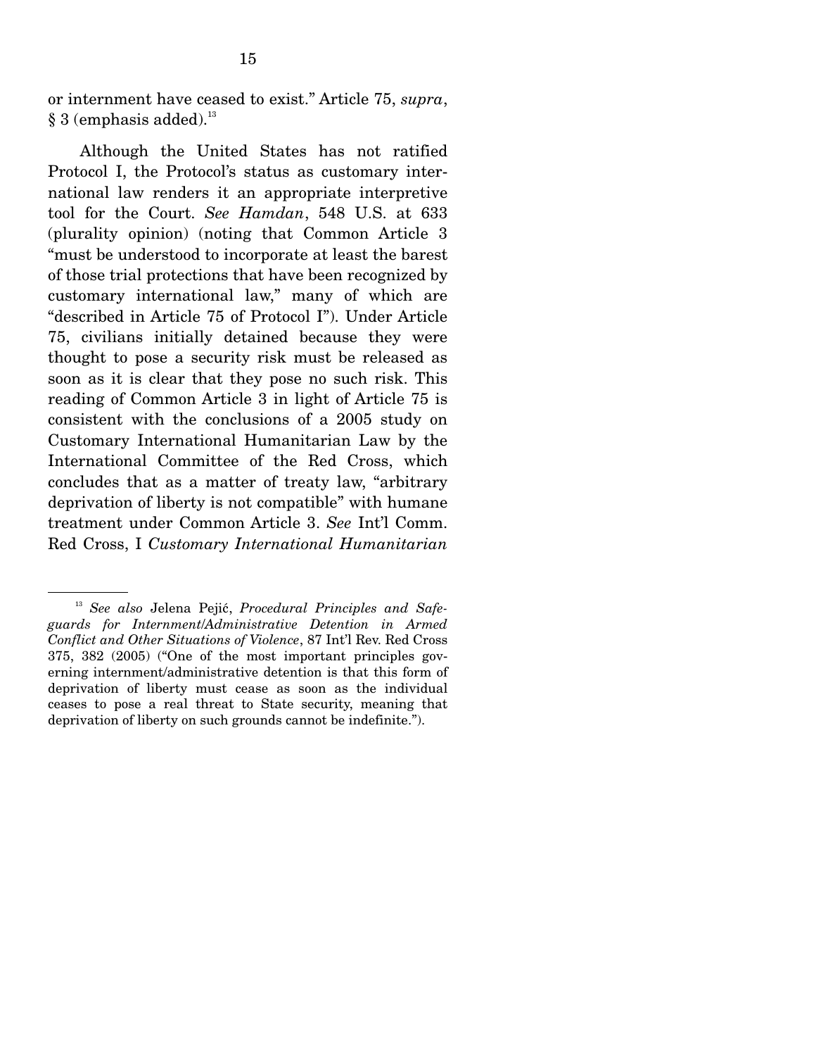or internment have ceased to exist." Article 75, *supra*, § 3 (emphasis added).[13]

Although the United States has not ratified Protocol I, the Protocol's status as customary international law renders it an appropriate interpretive tool for the Court. *See Hamdan*, 548 U.S. at 633 (plurality opinion) (noting that Common Article 3 "must be understood to incorporate at least the barest of those trial protections that have been recognized by customary international law," many of which are "described in Article 75 of Protocol I"). Under Article 75, civilians initially detained because they were thought to pose a security risk must be released as soon as it is clear that they pose no such risk. This reading of Common Article 3 in light of Article 75 is consistent with the conclusions of a 2005 study on Customary International Humanitarian Law by the International Committee of the Red Cross, which concludes that as a matter of treaty law, "arbitrary deprivation of liberty is not compatible" with humane treatment under Common Article 3. *See* Int'l Comm. Red Cross, I *Customary International Humanitarian*

---

[13] *See also* Jelena Pejić, *Procedural Principles and Safeguards for Internment/Administrative Detention in Armed Conflict and Other Situations of Violence*, 87 Int'l Rev. Red Cross 375, 382 (2005) ("One of the most important principles governing internment/administrative detention is that this form of deprivation of liberty must cease as soon as the individual ceases to pose a real threat to State security, meaning that deprivation of liberty on such grounds cannot be indefinite.").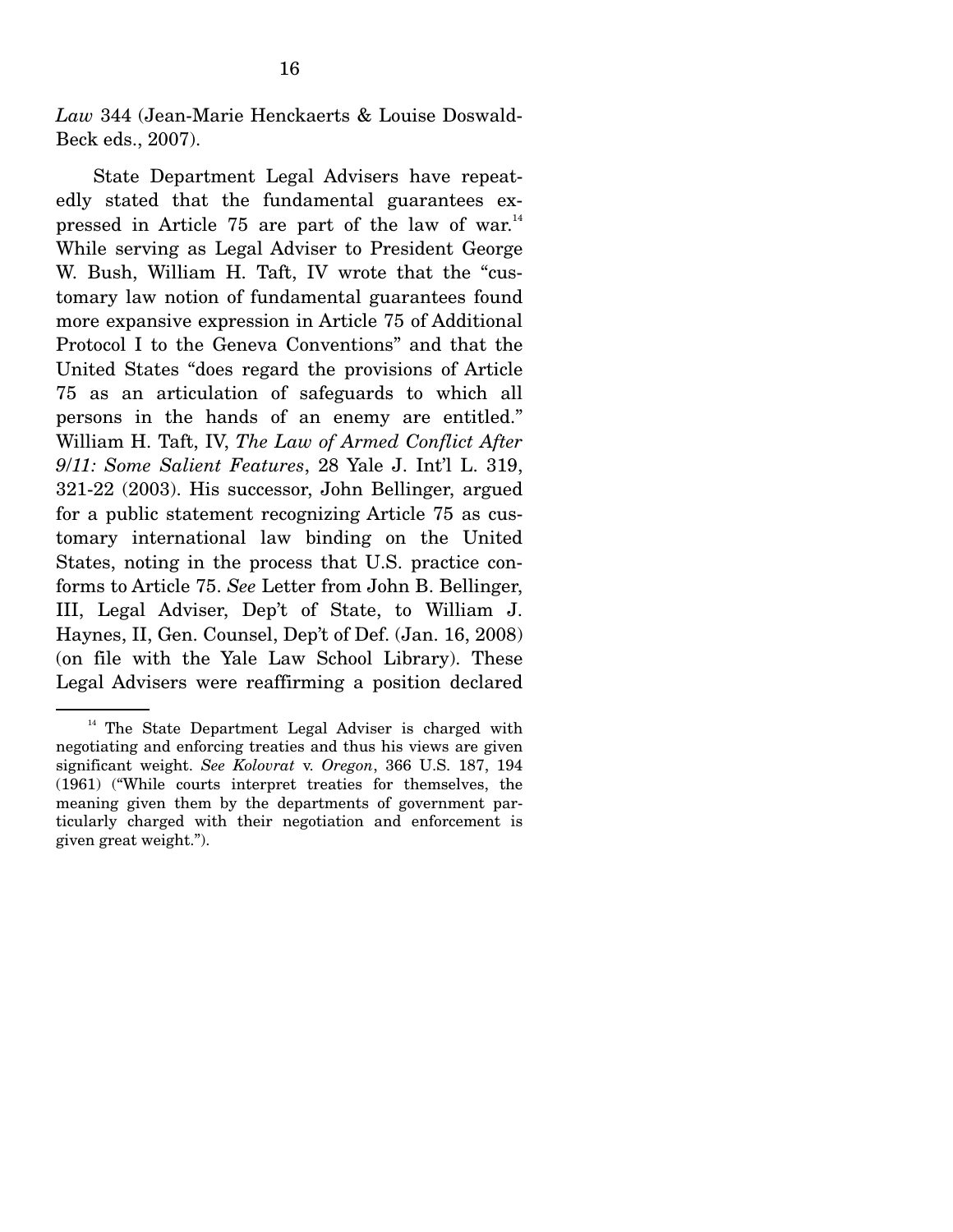*Law* 344 (Jean-Marie Henckaerts & Louise Doswald-Beck eds., 2007).

State Department Legal Advisers have repeatedly stated that the fundamental guarantees expressed in Article 75 are part of the law of war.[14] While serving as Legal Adviser to President George W. Bush, William H. Taft, IV wrote that the "customary law notion of fundamental guarantees found more expansive expression in Article 75 of Additional Protocol I to the Geneva Conventions" and that the United States "does regard the provisions of Article 75 as an articulation of safeguards to which all persons in the hands of an enemy are entitled." William H. Taft, IV, *The Law of Armed Conflict After 9/11: Some Salient Features*, 28 Yale J. Int'l L. 319, 321-22 (2003). His successor, John Bellinger, argued for a public statement recognizing Article 75 as customary international law binding on the United States, noting in the process that U.S. practice conforms to Article 75. *See* Letter from John B. Bellinger, III, Legal Adviser, Dep't of State, to William J. Haynes, II, Gen. Counsel, Dep't of Def. (Jan. 16, 2008) (on file with the Yale Law School Library). These Legal Advisers were reaffirming a position declared

---

[14] The State Department Legal Adviser is charged with negotiating and enforcing treaties and thus his views are given significant weight. *See Kolovrat* v. *Oregon*, 366 U.S. 187, 194 (1961) ("While courts interpret treaties for themselves, the meaning given them by the departments of government particularly charged with their negotiation and enforcement is given great weight.").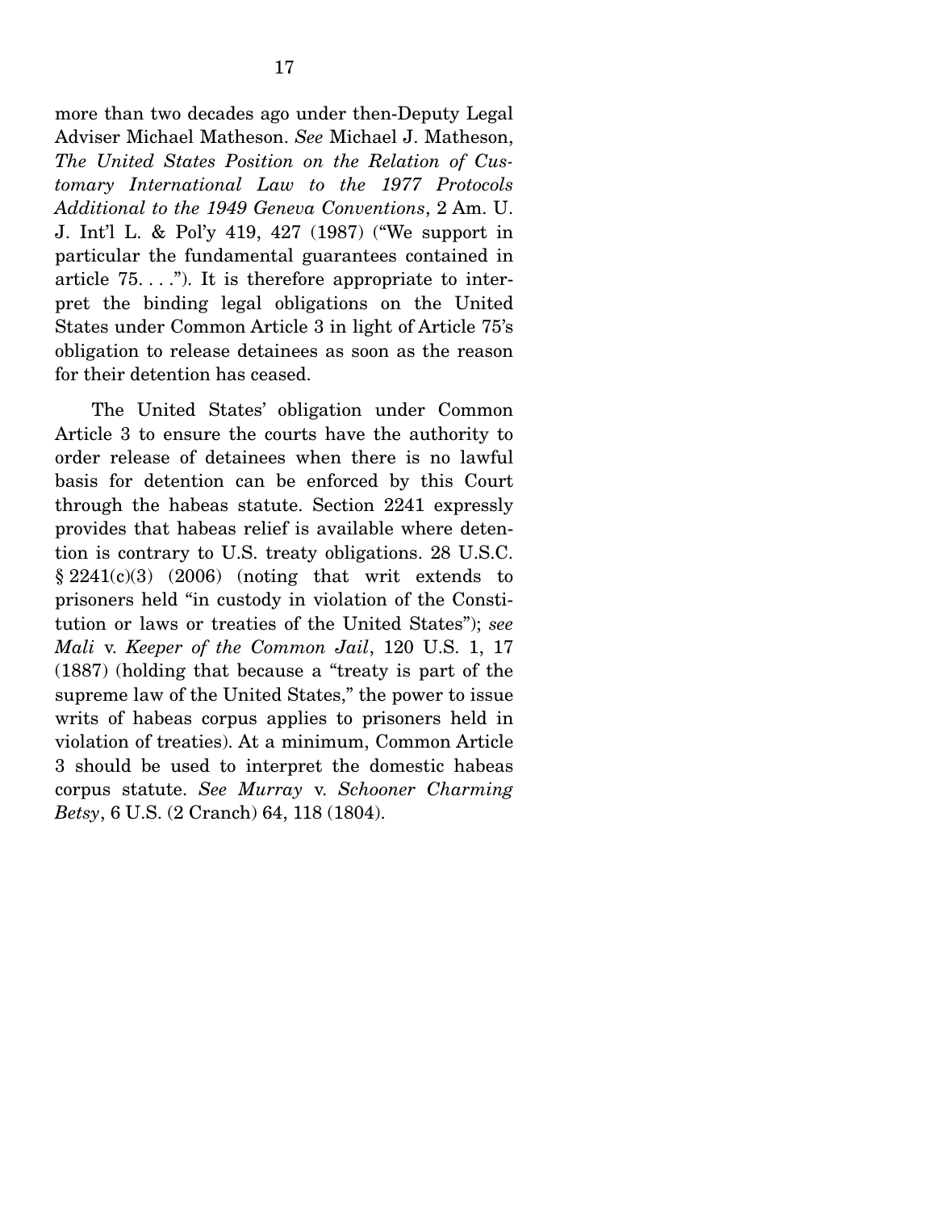more than two decades ago under then-Deputy Legal Adviser Michael Matheson. *See* Michael J. Matheson, *The United States Position on the Relation of Customary International Law to the 1977 Protocols Additional to the 1949 Geneva Conventions*, 2 Am. U. J. Int'l L. & Pol'y 419, 427 (1987) ("We support in particular the fundamental guarantees contained in article 75. . . ."). It is therefore appropriate to interpret the binding legal obligations on the United States under Common Article 3 in light of Article 75's obligation to release detainees as soon as the reason for their detention has ceased.

The United States' obligation under Common Article 3 to ensure the courts have the authority to order release of detainees when there is no lawful basis for detention can be enforced by this Court through the habeas statute. Section 2241 expressly provides that habeas relief is available where detention is contrary to U.S. treaty obligations. 28 U.S.C. § 2241(c)(3) (2006) (noting that writ extends to prisoners held "in custody in violation of the Constitution or laws or treaties of the United States"); *see Mali* v. *Keeper of the Common Jail*, 120 U.S. 1, 17 (1887) (holding that because a "treaty is part of the supreme law of the United States," the power to issue writs of habeas corpus applies to prisoners held in violation of treaties). At a minimum, Common Article 3 should be used to interpret the domestic habeas corpus statute. *See Murray* v. *Schooner Charming Betsy*, 6 U.S. (2 Cranch) 64, 118 (1804).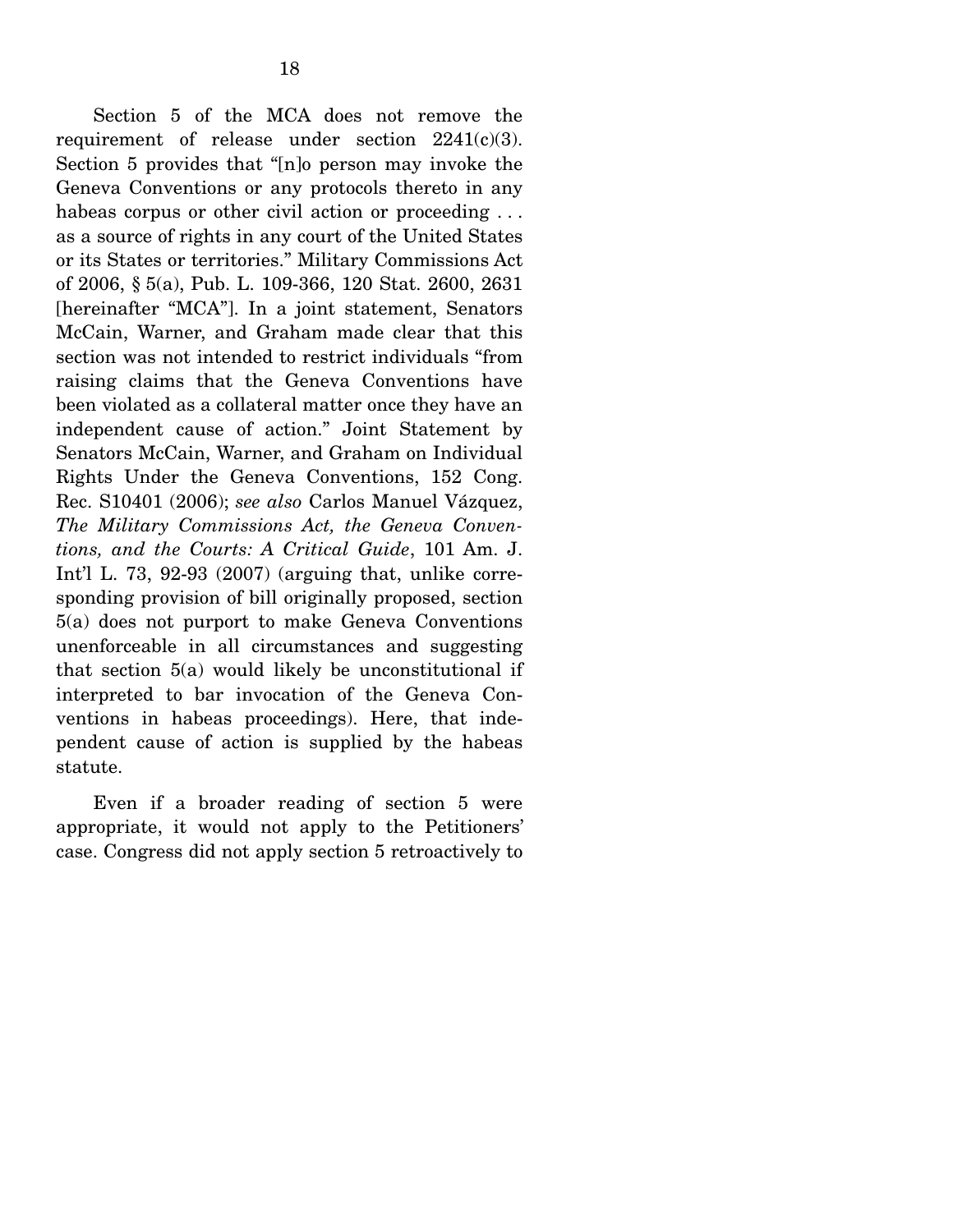Section 5 of the MCA does not remove the requirement of release under section 2241(c)(3). Section 5 provides that "[n]o person may invoke the Geneva Conventions or any protocols thereto in any habeas corpus or other civil action or proceeding . . . as a source of rights in any court of the United States or its States or territories." Military Commissions Act of 2006, § 5(a), Pub. L. 109-366, 120 Stat. 2600, 2631 [hereinafter "MCA"]. In a joint statement, Senators McCain, Warner, and Graham made clear that this section was not intended to restrict individuals "from raising claims that the Geneva Conventions have been violated as a collateral matter once they have an independent cause of action." Joint Statement by Senators McCain, Warner, and Graham on Individual Rights Under the Geneva Conventions, 152 Cong. Rec. S10401 (2006); *see also* Carlos Manuel Vázquez, *The Military Commissions Act, the Geneva Conventions, and the Courts: A Critical Guide*, 101 Am. J. Int'l L. 73, 92-93 (2007) (arguing that, unlike corresponding provision of bill originally proposed, section 5(a) does not purport to make Geneva Conventions unenforceable in all circumstances and suggesting that section 5(a) would likely be unconstitutional if interpreted to bar invocation of the Geneva Conventions in habeas proceedings). Here, that independent cause of action is supplied by the habeas statute.

Even if a broader reading of section 5 were appropriate, it would not apply to the Petitioners' case. Congress did not apply section 5 retroactively to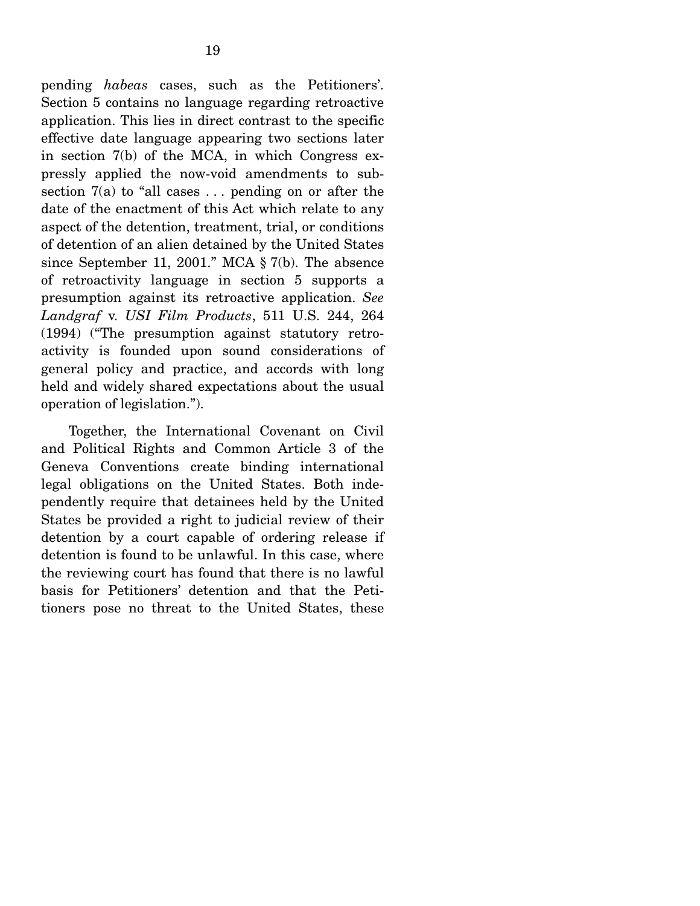pending *habeas* cases, such as the Petitioners'. Section 5 contains no language regarding retroactive application. This lies in direct contrast to the specific effective date language appearing two sections later in section 7(b) of the MCA, in which Congress expressly applied the now-void amendments to subsection 7(a) to "all cases . . . pending on or after the date of the enactment of this Act which relate to any aspect of the detention, treatment, trial, or conditions of detention of an alien detained by the United States since September 11, 2001." MCA § 7(b). The absence of retroactivity language in section 5 supports a presumption against its retroactive application. *See Landgraf* v. *USI Film Products*, 511 U.S. 244, 264 (1994) ("The presumption against statutory retroactivity is founded upon sound considerations of general policy and practice, and accords with long held and widely shared expectations about the usual operation of legislation.").

Together, the International Covenant on Civil and Political Rights and Common Article 3 of the Geneva Conventions create binding international legal obligations on the United States. Both independently require that detainees held by the United States be provided a right to judicial review of their detention by a court capable of ordering release if detention is found to be unlawful. In this case, where the reviewing court has found that there is no lawful basis for Petitioners' detention and that the Petitioners pose no threat to the United States, these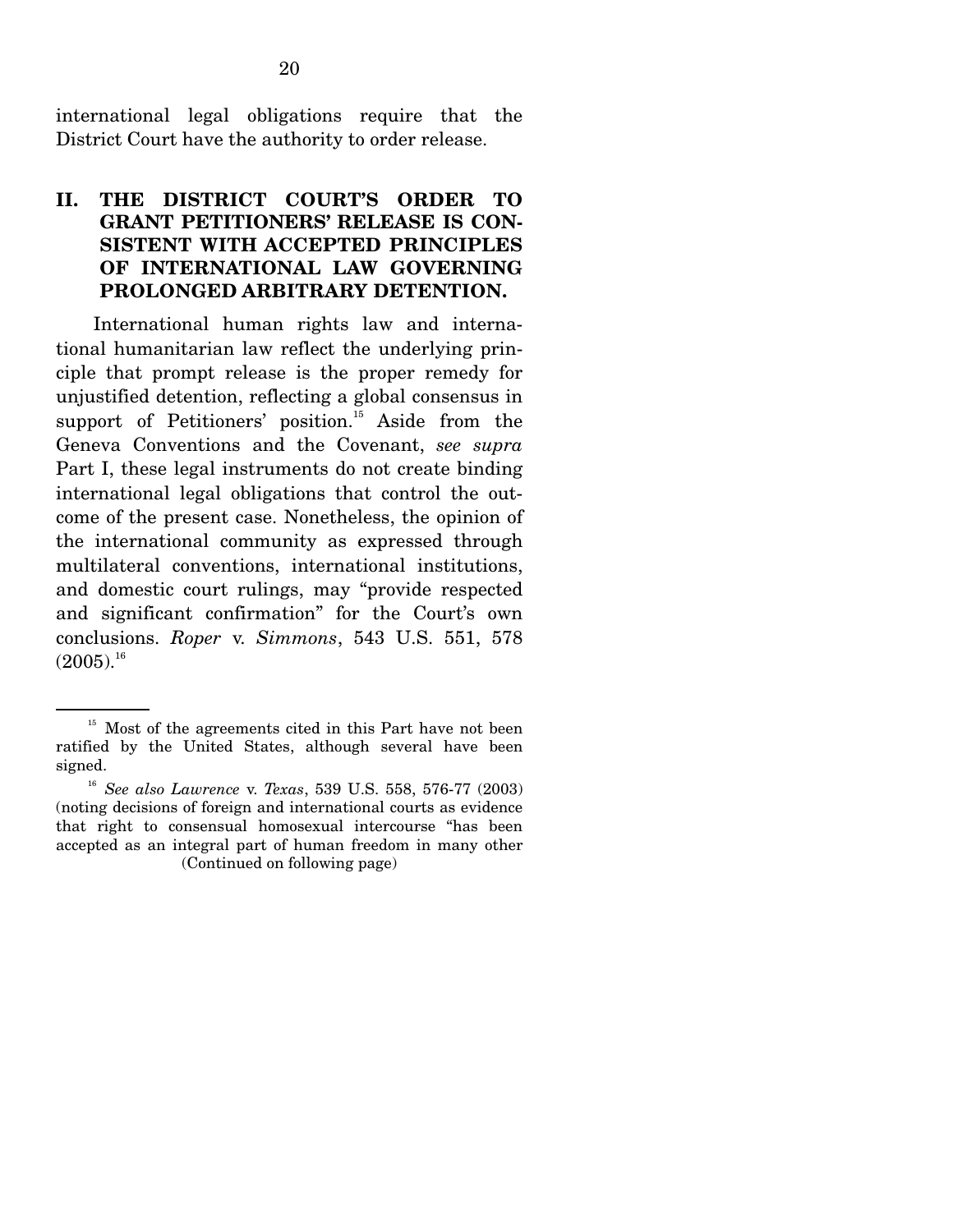international legal obligations require that the District Court have the authority to order release.

## II. THE DISTRICT COURT'S ORDER TO GRANT PETITIONERS' RELEASE IS CONSISTENT WITH ACCEPTED PRINCIPLES OF INTERNATIONAL LAW GOVERNING PROLONGED ARBITRARY DETENTION.

International human rights law and international humanitarian law reflect the underlying principle that prompt release is the proper remedy for unjustified detention, reflecting a global consensus in support of Petitioners' position.[15] Aside from the Geneva Conventions and the Covenant, *see supra* Part I, these legal instruments do not create binding international legal obligations that control the outcome of the present case. Nonetheless, the opinion of the international community as expressed through multilateral conventions, international institutions, and domestic court rulings, may "provide respected and significant confirmation" for the Court's own conclusions. *Roper* v. *Simmons*, 543 U.S. 551, 578 (2005).[16]

---

[15] Most of the agreements cited in this Part have not been ratified by the United States, although several have been signed.

[16] *See also Lawrence* v. *Texas*, 539 U.S. 558, 576-77 (2003) (noting decisions of foreign and international courts as evidence that right to consensual homosexual intercourse "has been accepted as an integral part of human freedom in many other

(Continued on following page)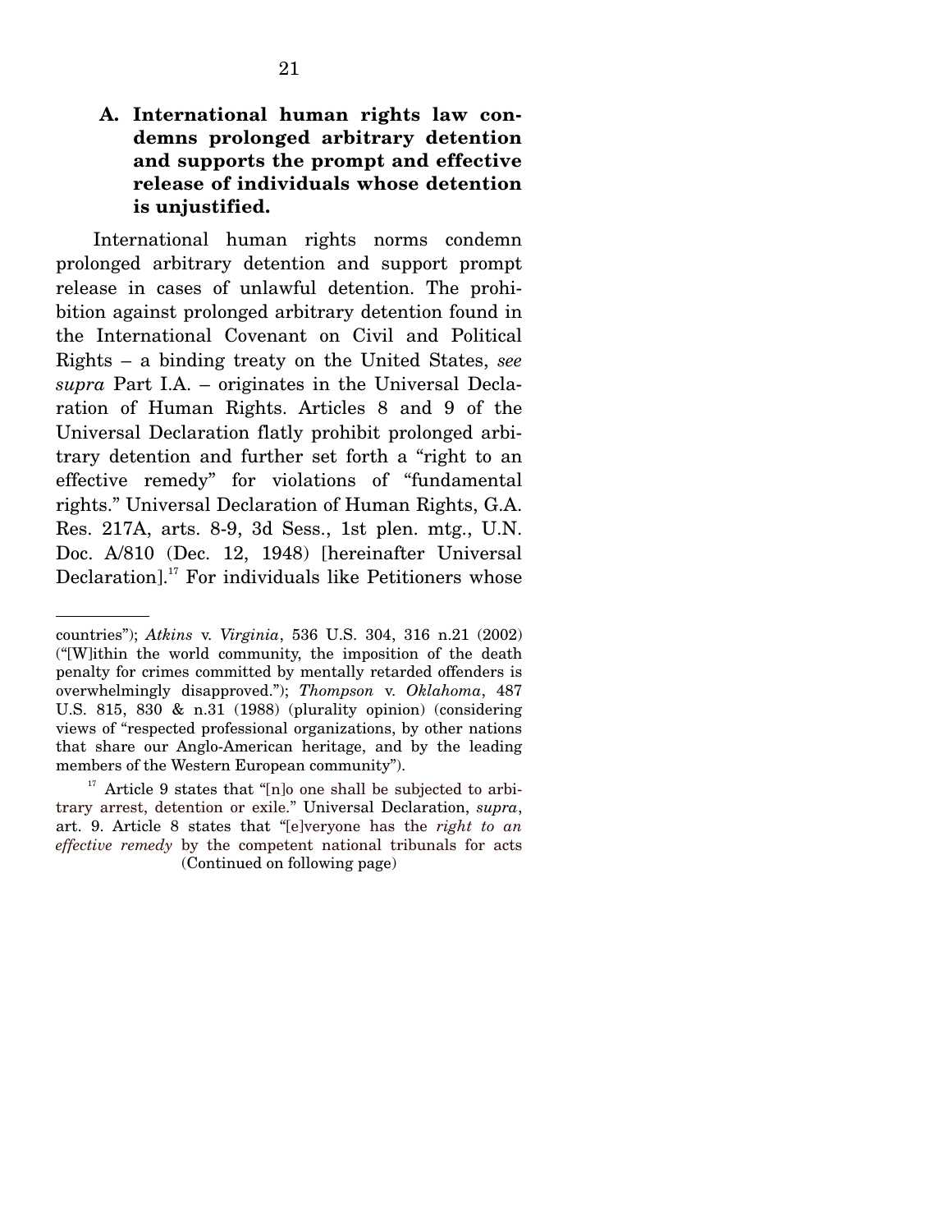### A. International human rights law condemns prolonged arbitrary detention and supports the prompt and effective release of individuals whose detention is unjustified.

International human rights norms condemn prolonged arbitrary detention and support prompt release in cases of unlawful detention. The prohibition against prolonged arbitrary detention found in the International Covenant on Civil and Political Rights – a binding treaty on the United States, *see supra* Part I.A. – originates in the Universal Declaration of Human Rights. Articles 8 and 9 of the Universal Declaration flatly prohibit prolonged arbitrary detention and further set forth a "right to an effective remedy" for violations of "fundamental rights." Universal Declaration of Human Rights, G.A. Res. 217A, arts. 8-9, 3d Sess., 1st plen. mtg., U.N. Doc. A/810 (Dec. 12, 1948) [hereinafter Universal Declaration].[17] For individuals like Petitioners whose

---

countries"); *Atkins* v. *Virginia*, 536 U.S. 304, 316 n.21 (2002) ("[W]ithin the world community, the imposition of the death penalty for crimes committed by mentally retarded offenders is overwhelmingly disapproved."); *Thompson* v. *Oklahoma*, 487 U.S. 815, 830 & n.31 (1988) (plurality opinion) (considering views of "respected professional organizations, by other nations that share our Anglo-American heritage, and by the leading members of the Western European community").

[17] Article 9 states that "[n]o one shall be subjected to arbitrary arrest, detention or exile." Universal Declaration, *supra*, art. 9. Article 8 states that "[e]veryone has the *right to an effective remedy* by the competent national tribunals for acts

(Continued on following page)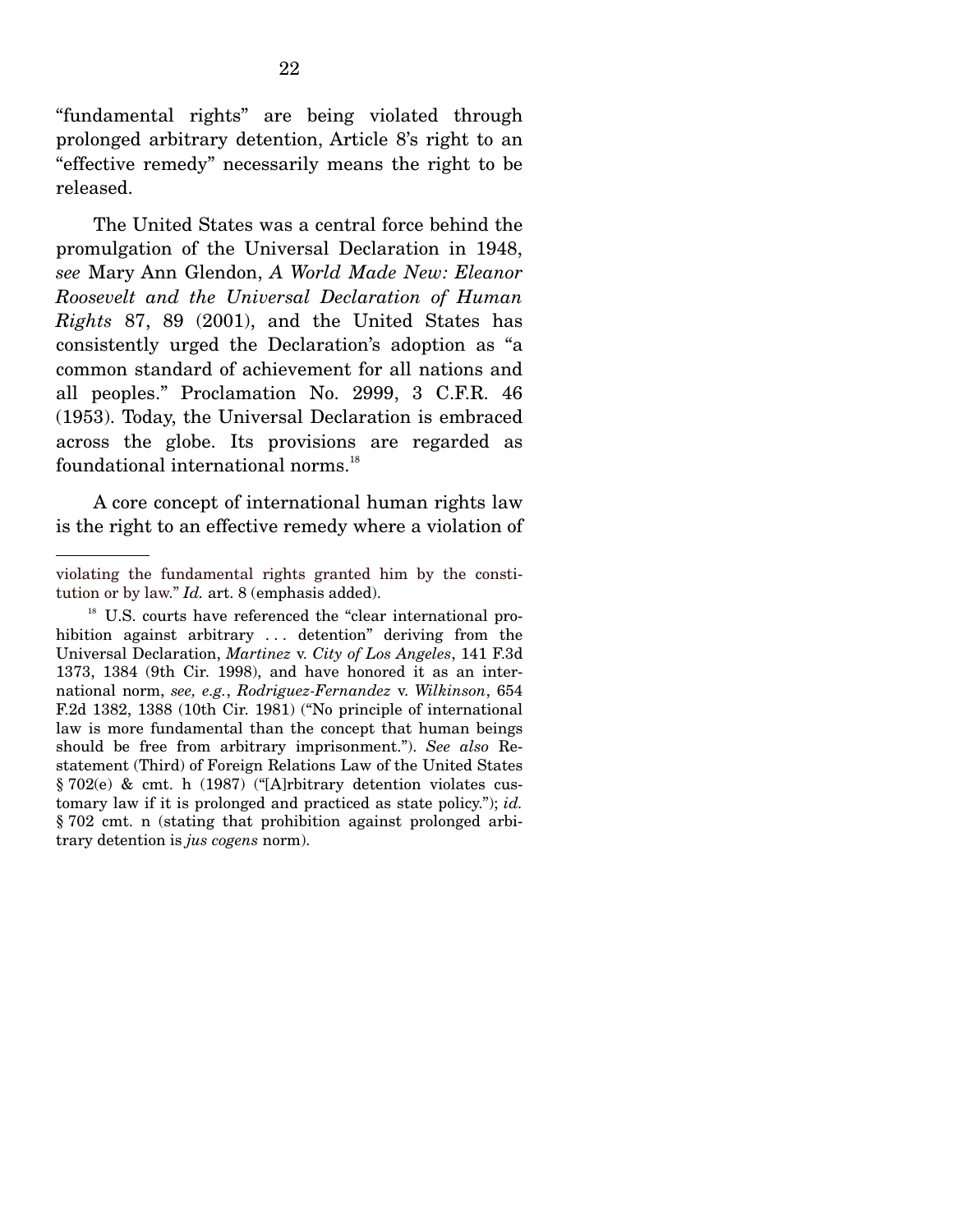"fundamental rights" are being violated through prolonged arbitrary detention, Article 8's right to an "effective remedy" necessarily means the right to be released.

The United States was a central force behind the promulgation of the Universal Declaration in 1948, *see* Mary Ann Glendon, *A World Made New: Eleanor Roosevelt and the Universal Declaration of Human Rights* 87, 89 (2001), and the United States has consistently urged the Declaration's adoption as "a common standard of achievement for all nations and all peoples." Proclamation No. 2999, 3 C.F.R. 46 (1953). Today, the Universal Declaration is embraced across the globe. Its provisions are regarded as foundational international norms.[18]

A core concept of international human rights law is the right to an effective remedy where a violation of

---

violating the fundamental rights granted him by the constitution or by law." *Id.* art. 8 (emphasis added).

[18] U.S. courts have referenced the "clear international prohibition against arbitrary . . . detention" deriving from the Universal Declaration, *Martinez* v. *City of Los Angeles*, 141 F.3d 1373, 1384 (9th Cir. 1998), and have honored it as an international norm, *see, e.g.*, *Rodriguez-Fernandez* v. *Wilkinson*, 654 F.2d 1382, 1388 (10th Cir. 1981) ("No principle of international law is more fundamental than the concept that human beings should be free from arbitrary imprisonment."). *See also* Restatement (Third) of Foreign Relations Law of the United States § 702(e) & cmt. h (1987) ("[A]rbitrary detention violates customary law if it is prolonged and practiced as state policy."); *id.* § 702 cmt. n (stating that prohibition against prolonged arbitrary detention is *jus cogens* norm).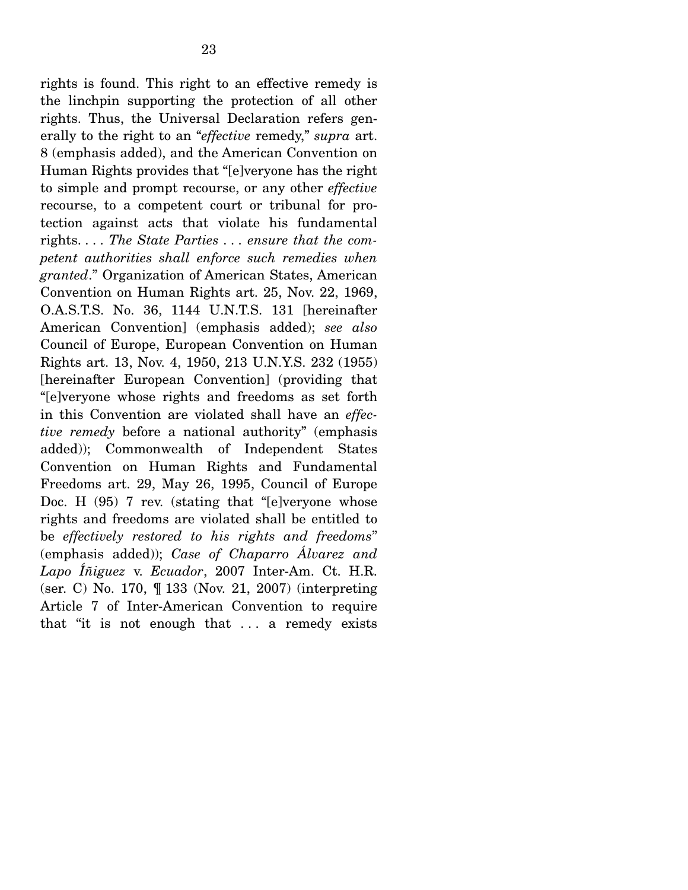rights is found. This right to an effective remedy is the linchpin supporting the protection of all other rights. Thus, the Universal Declaration refers generally to the right to an "*effective* remedy," *supra* art. 8 (emphasis added), and the American Convention on Human Rights provides that "[e]veryone has the right to simple and prompt recourse, or any other *effective* recourse, to a competent court or tribunal for protection against acts that violate his fundamental rights. . . . *The State Parties . . . ensure that the competent authorities shall enforce such remedies when granted*." Organization of American States, American Convention on Human Rights art. 25, Nov. 22, 1969, O.A.S.T.S. No. 36, 1144 U.N.T.S. 131 [hereinafter American Convention] (emphasis added); *see also* Council of Europe, European Convention on Human Rights art. 13, Nov. 4, 1950, 213 U.N.Y.S. 232 (1955) [hereinafter European Convention] (providing that "[e]veryone whose rights and freedoms as set forth in this Convention are violated shall have an *effective remedy* before a national authority" (emphasis added)); Commonwealth of Independent States Convention on Human Rights and Fundamental Freedoms art. 29, May 26, 1995, Council of Europe Doc. H (95) 7 rev. (stating that "[e]veryone whose rights and freedoms are violated shall be entitled to be *effectively restored to his rights and freedoms*" (emphasis added)); *Case of Chaparro Álvarez and Lapo Íñiguez* v. *Ecuador*, 2007 Inter-Am. Ct. H.R. (ser. C) No. 170, ¶ 133 (Nov. 21, 2007) (interpreting Article 7 of Inter-American Convention to require that "it is not enough that . . . a remedy exists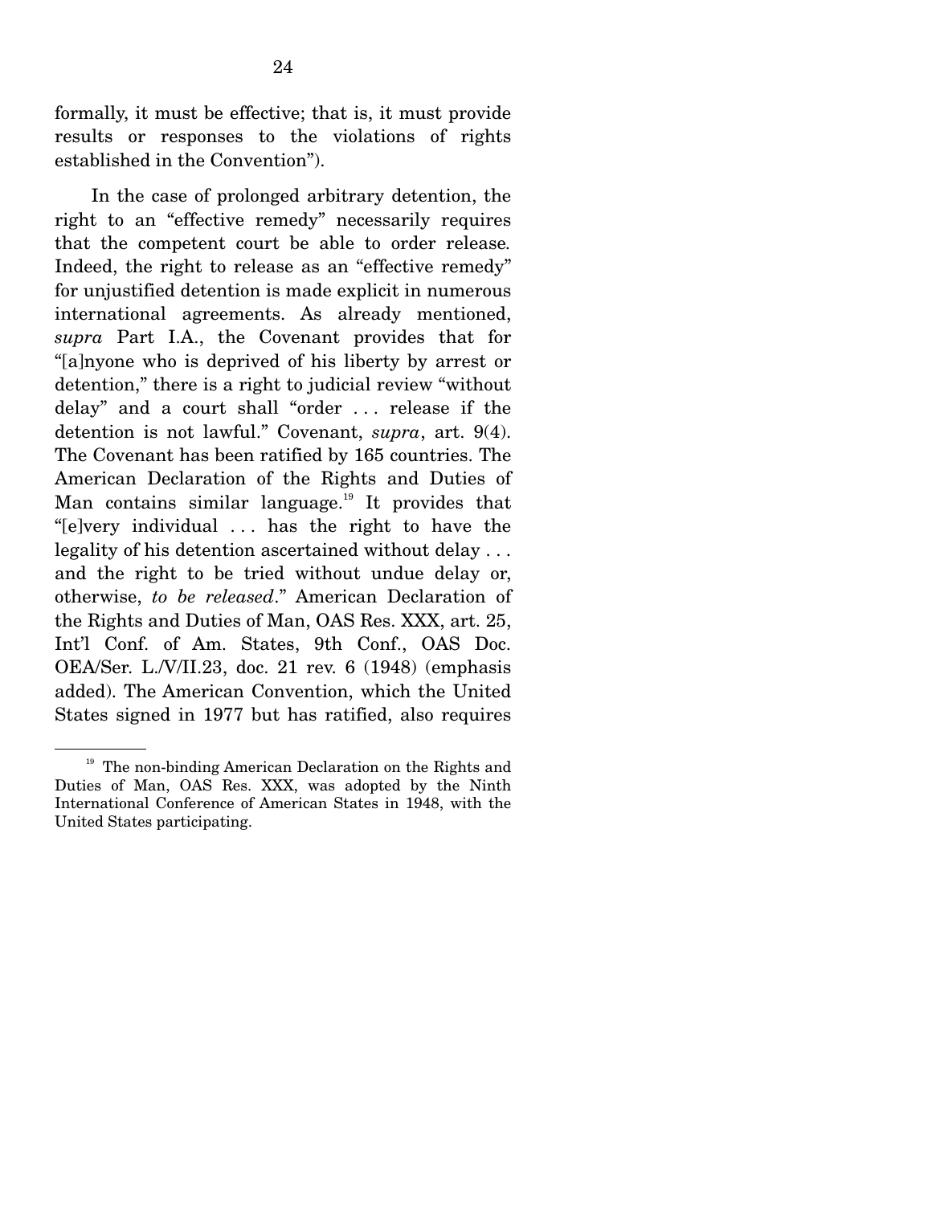formally, it must be effective; that is, it must provide results or responses to the violations of rights established in the Convention").

In the case of prolonged arbitrary detention, the right to an "effective remedy" necessarily requires that the competent court be able to order release. Indeed, the right to release as an "effective remedy" for unjustified detention is made explicit in numerous international agreements. As already mentioned, *supra* Part I.A., the Covenant provides that for "[a]nyone who is deprived of his liberty by arrest or detention," there is a right to judicial review "without delay" and a court shall "order . . . release if the detention is not lawful." Covenant, *supra*, art. 9(4). The Covenant has been ratified by 165 countries. The American Declaration of the Rights and Duties of Man contains similar language.[19] It provides that "[e]very individual . . . has the right to have the legality of his detention ascertained without delay . . . and the right to be tried without undue delay or, otherwise, *to be released*." American Declaration of the Rights and Duties of Man, OAS Res. XXX, art. 25, Int'l Conf. of Am. States, 9th Conf., OAS Doc. OEA/Ser. L./V/II.23, doc. 21 rev. 6 (1948) (emphasis added). The American Convention, which the United States signed in 1977 but has ratified, also requires

[19] The non-binding American Declaration on the Rights and Duties of Man, OAS Res. XXX, was adopted by the Ninth International Conference of American States in 1948, with the United States participating.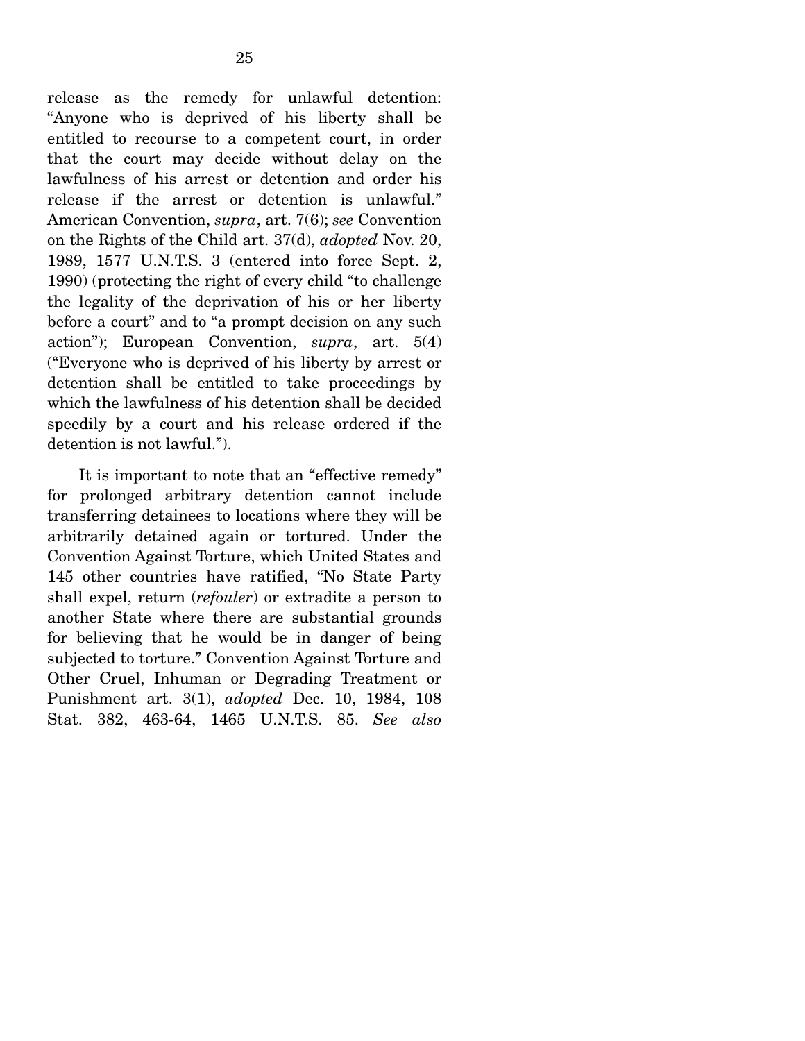release as the remedy for unlawful detention: "Anyone who is deprived of his liberty shall be entitled to recourse to a competent court, in order that the court may decide without delay on the lawfulness of his arrest or detention and order his release if the arrest or detention is unlawful." American Convention, *supra*, art. 7(6); *see* Convention on the Rights of the Child art. 37(d), *adopted* Nov. 20, 1989, 1577 U.N.T.S. 3 (entered into force Sept. 2, 1990) (protecting the right of every child "to challenge the legality of the deprivation of his or her liberty before a court" and to "a prompt decision on any such action"); European Convention, *supra*, art. 5(4) ("Everyone who is deprived of his liberty by arrest or detention shall be entitled to take proceedings by which the lawfulness of his detention shall be decided speedily by a court and his release ordered if the detention is not lawful.").

It is important to note that an "effective remedy" for prolonged arbitrary detention cannot include transferring detainees to locations where they will be arbitrarily detained again or tortured. Under the Convention Against Torture, which United States and 145 other countries have ratified, "No State Party shall expel, return (*refouler*) or extradite a person to another State where there are substantial grounds for believing that he would be in danger of being subjected to torture." Convention Against Torture and Other Cruel, Inhuman or Degrading Treatment or Punishment art. 3(1), *adopted* Dec. 10, 1984, 108 Stat. 382, 463-64, 1465 U.N.T.S. 85. *See also*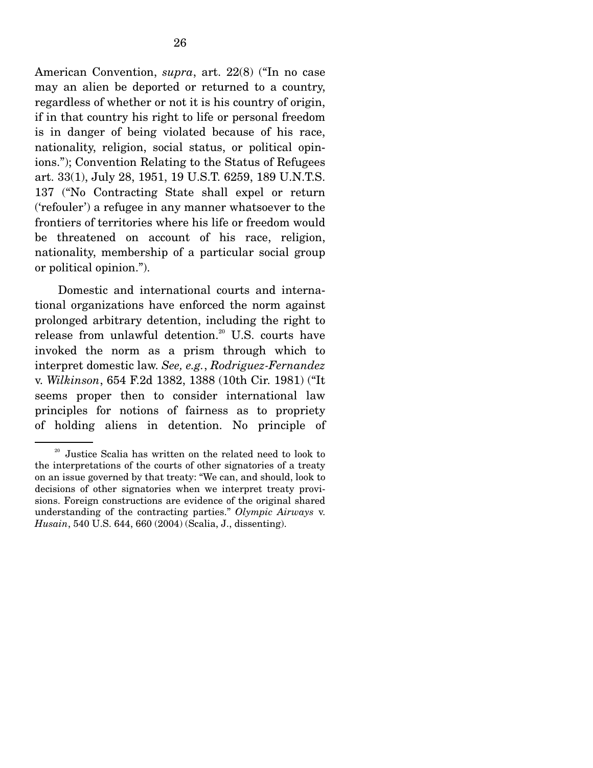American Convention, *supra*, art. 22(8) ("In no case may an alien be deported or returned to a country, regardless of whether or not it is his country of origin, if in that country his right to life or personal freedom is in danger of being violated because of his race, nationality, religion, social status, or political opinions."); Convention Relating to the Status of Refugees art. 33(1), July 28, 1951, 19 U.S.T. 6259, 189 U.N.T.S. 137 ("No Contracting State shall expel or return ('refouler') a refugee in any manner whatsoever to the frontiers of territories where his life or freedom would be threatened on account of his race, religion, nationality, membership of a particular social group or political opinion.").

Domestic and international courts and international organizations have enforced the norm against prolonged arbitrary detention, including the right to release from unlawful detention.[20] U.S. courts have invoked the norm as a prism through which to interpret domestic law. *See, e.g.*, *Rodriguez-Fernandez* v. *Wilkinson*, 654 F.2d 1382, 1388 (10th Cir. 1981) ("It seems proper then to consider international law principles for notions of fairness as to propriety of holding aliens in detention. No principle of

---

[20] Justice Scalia has written on the related need to look to the interpretations of the courts of other signatories of a treaty on an issue governed by that treaty: "We can, and should, look to decisions of other signatories when we interpret treaty provisions. Foreign constructions are evidence of the original shared understanding of the contracting parties." *Olympic Airways* v. *Husain*, 540 U.S. 644, 660 (2004) (Scalia, J., dissenting).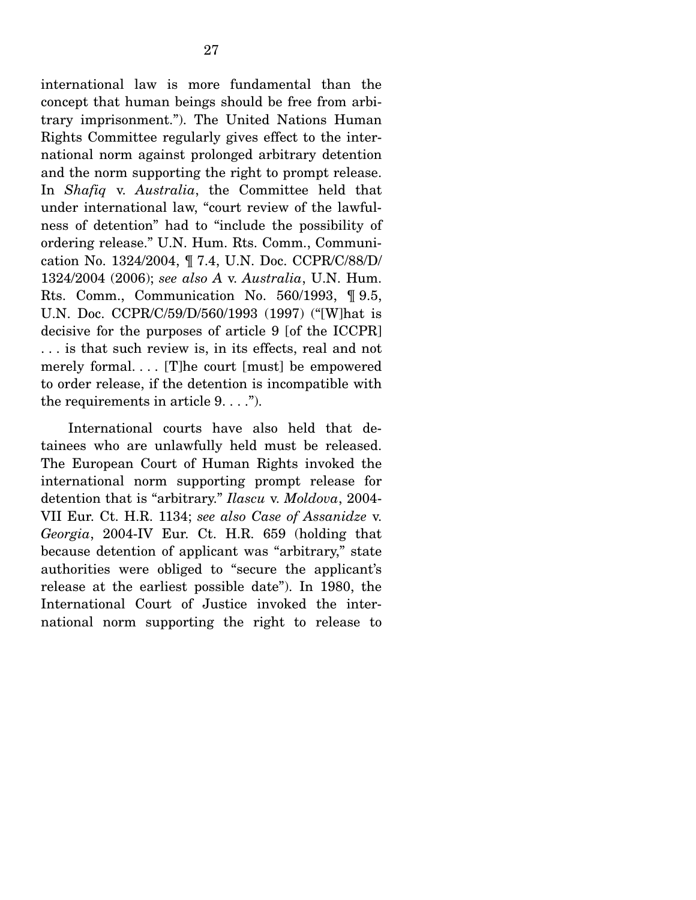international law is more fundamental than the concept that human beings should be free from arbitrary imprisonment."). The United Nations Human Rights Committee regularly gives effect to the international norm against prolonged arbitrary detention and the norm supporting the right to prompt release. In *Shafiq* v. *Australia*, the Committee held that under international law, "court review of the lawfulness of detention" had to "include the possibility of ordering release." U.N. Hum. Rts. Comm., Communication No. 1324/2004, ¶ 7.4, U.N. Doc. CCPR/C/88/D/1324/2004 (2006); *see also A* v. *Australia*, U.N. Hum. Rts. Comm., Communication No. 560/1993, ¶ 9.5, U.N. Doc. CCPR/C/59/D/560/1993 (1997) ("[W]hat is decisive for the purposes of article 9 [of the ICCPR] . . . is that such review is, in its effects, real and not merely formal. . . . [T]he court [must] be empowered to order release, if the detention is incompatible with the requirements in article 9. . . .").

International courts have also held that detainees who are unlawfully held must be released. The European Court of Human Rights invoked the international norm supporting prompt release for detention that is "arbitrary." *Ilascu* v. *Moldova*, 2004-VII Eur. Ct. H.R. 1134; *see also Case of Assanidze* v. *Georgia*, 2004-IV Eur. Ct. H.R. 659 (holding that because detention of applicant was "arbitrary," state authorities were obliged to "secure the applicant's release at the earliest possible date"). In 1980, the International Court of Justice invoked the international norm supporting the right to release to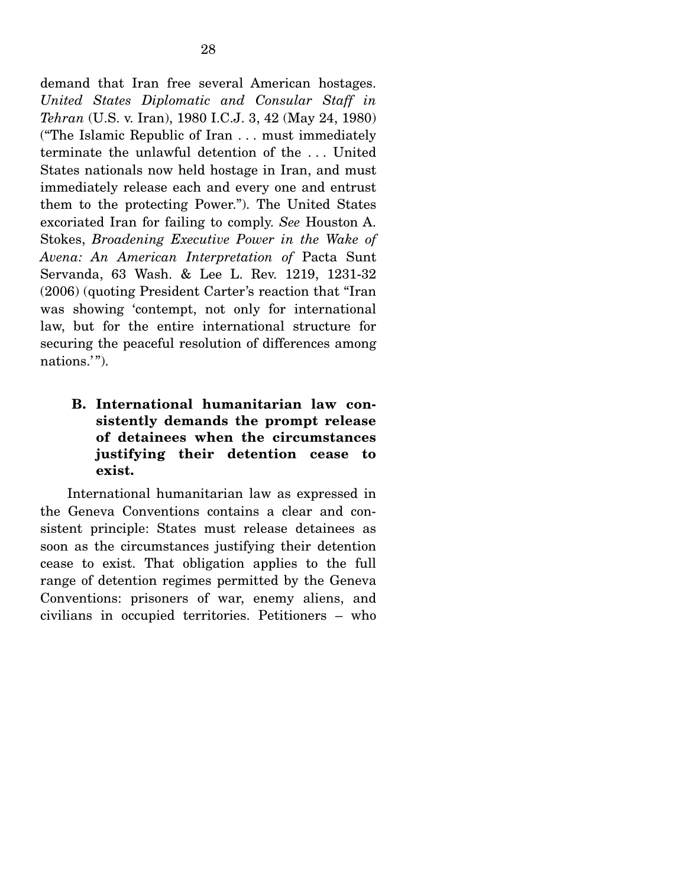demand that Iran free several American hostages. *United States Diplomatic and Consular Staff in Tehran* (U.S. v. Iran), 1980 I.C.J. 3, 42 (May 24, 1980) ("The Islamic Republic of Iran . . . must immediately terminate the unlawful detention of the . . . United States nationals now held hostage in Iran, and must immediately release each and every one and entrust them to the protecting Power."). The United States excoriated Iran for failing to comply. *See* Houston A. Stokes, *Broadening Executive Power in the Wake of Avena: An American Interpretation of* Pacta Sunt Servanda, 63 Wash. & Lee L. Rev. 1219, 1231-32 (2006) (quoting President Carter's reaction that "Iran was showing 'contempt, not only for international law, but for the entire international structure for securing the peaceful resolution of differences among nations.'").

### B. International humanitarian law consistently demands the prompt release of detainees when the circumstances justifying their detention cease to exist.

International humanitarian law as expressed in the Geneva Conventions contains a clear and consistent principle: States must release detainees as soon as the circumstances justifying their detention cease to exist. That obligation applies to the full range of detention regimes permitted by the Geneva Conventions: prisoners of war, enemy aliens, and civilians in occupied territories. Petitioners – who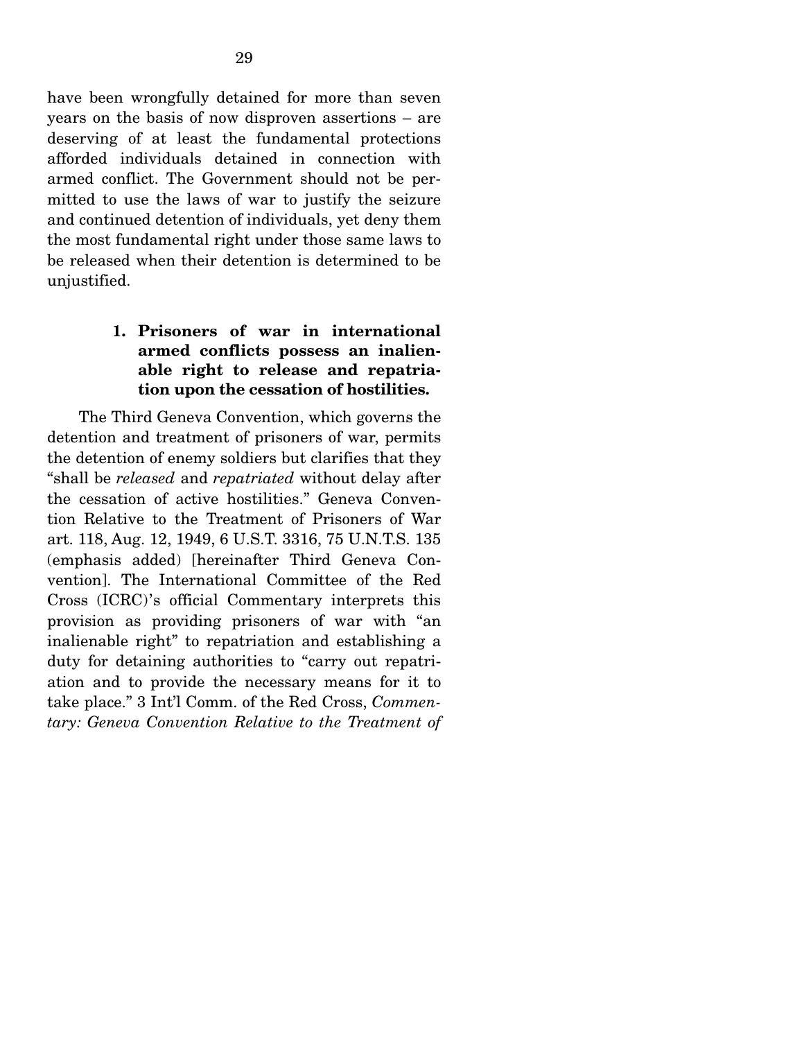have been wrongfully detained for more than seven years on the basis of now disproven assertions – are deserving of at least the fundamental protections afforded individuals detained in connection with armed conflict. The Government should not be permitted to use the laws of war to justify the seizure and continued detention of individuals, yet deny them the most fundamental right under those same laws to be released when their detention is determined to be unjustified.

### 1. Prisoners of war in international armed conflicts possess an inalienable right to release and repatriation upon the cessation of hostilities.

The Third Geneva Convention, which governs the detention and treatment of prisoners of war, permits the detention of enemy soldiers but clarifies that they "shall be *released* and *repatriated* without delay after the cessation of active hostilities." Geneva Convention Relative to the Treatment of Prisoners of War art. 118, Aug. 12, 1949, 6 U.S.T. 3316, 75 U.N.T.S. 135 (emphasis added) [hereinafter Third Geneva Convention]. The International Committee of the Red Cross (ICRC)'s official Commentary interprets this provision as providing prisoners of war with "an inalienable right" to repatriation and establishing a duty for detaining authorities to "carry out repatriation and to provide the necessary means for it to take place." 3 Int'l Comm. of the Red Cross, *Commentary: Geneva Convention Relative to the Treatment of*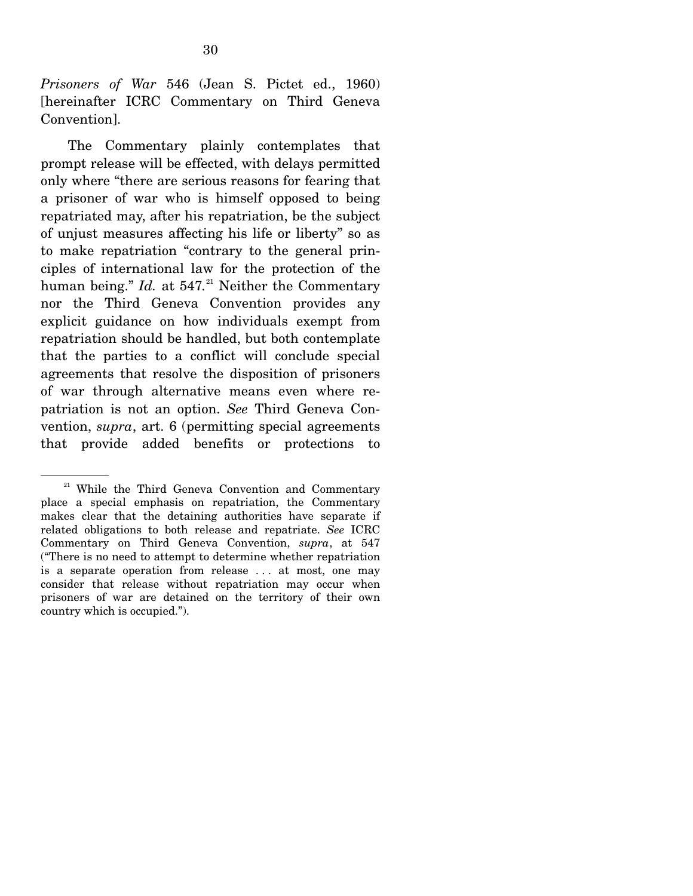*Prisoners of War* 546 (Jean S. Pictet ed., 1960) [hereinafter ICRC Commentary on Third Geneva Convention].

The Commentary plainly contemplates that prompt release will be effected, with delays permitted only where "there are serious reasons for fearing that a prisoner of war who is himself opposed to being repatriated may, after his repatriation, be the subject of unjust measures affecting his life or liberty" so as to make repatriation "contrary to the general principles of international law for the protection of the human being." *Id.* at 547.[21] Neither the Commentary nor the Third Geneva Convention provides any explicit guidance on how individuals exempt from repatriation should be handled, but both contemplate that the parties to a conflict will conclude special agreements that resolve the disposition of prisoners of war through alternative means even where repatriation is not an option. *See* Third Geneva Convention, *supra*, art. 6 (permitting special agreements that provide added benefits or protections to

[21] While the Third Geneva Convention and Commentary place a special emphasis on repatriation, the Commentary makes clear that the detaining authorities have separate if related obligations to both release and repatriate. *See* ICRC Commentary on Third Geneva Convention, *supra*, at 547 ("There is no need to attempt to determine whether repatriation is a separate operation from release . . . at most, one may consider that release without repatriation may occur when prisoners of war are detained on the territory of their own country which is occupied.").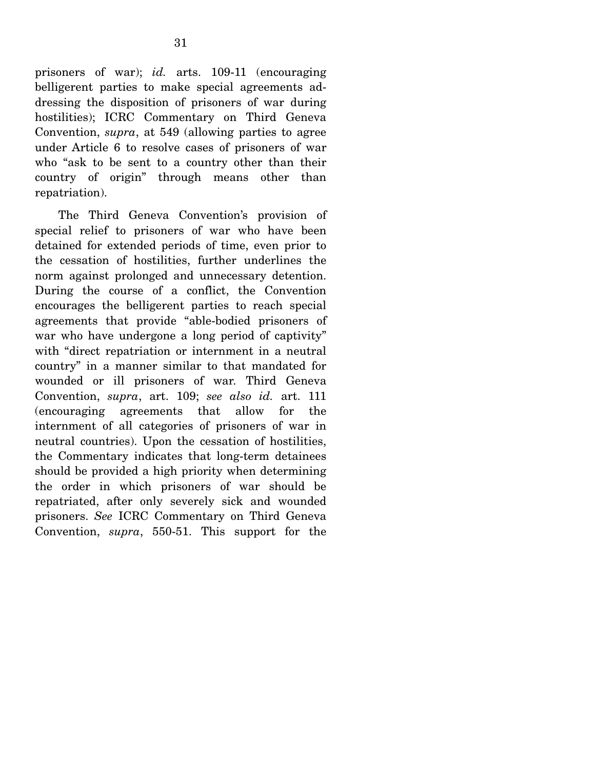prisoners of war); *id.* arts. 109-11 (encouraging belligerent parties to make special agreements addressing the disposition of prisoners of war during hostilities); ICRC Commentary on Third Geneva Convention, *supra*, at 549 (allowing parties to agree under Article 6 to resolve cases of prisoners of war who "ask to be sent to a country other than their country of origin" through means other than repatriation).

The Third Geneva Convention's provision of special relief to prisoners of war who have been detained for extended periods of time, even prior to the cessation of hostilities, further underlines the norm against prolonged and unnecessary detention. During the course of a conflict, the Convention encourages the belligerent parties to reach special agreements that provide "able-bodied prisoners of war who have undergone a long period of captivity" with "direct repatriation or internment in a neutral country" in a manner similar to that mandated for wounded or ill prisoners of war. Third Geneva Convention, *supra*, art. 109; *see also id.* art. 111 (encouraging agreements that allow for the internment of all categories of prisoners of war in neutral countries). Upon the cessation of hostilities, the Commentary indicates that long-term detainees should be provided a high priority when determining the order in which prisoners of war should be repatriated, after only severely sick and wounded prisoners. *See* ICRC Commentary on Third Geneva Convention, *supra*, 550-51. This support for the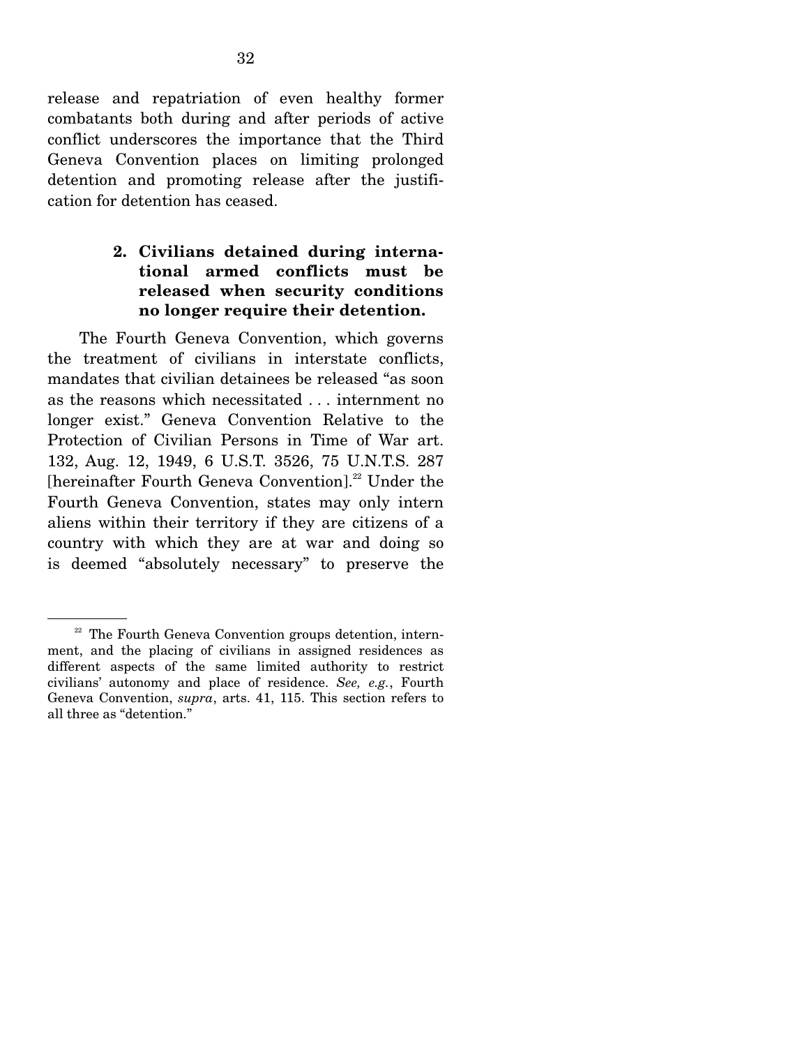release and repatriation of even healthy former combatants both during and after periods of active conflict underscores the importance that the Third Geneva Convention places on limiting prolonged detention and promoting release after the justification for detention has ceased.

### 2. Civilians detained during international armed conflicts must be released when security conditions no longer require their detention.

The Fourth Geneva Convention, which governs the treatment of civilians in interstate conflicts, mandates that civilian detainees be released "as soon as the reasons which necessitated . . . internment no longer exist." Geneva Convention Relative to the Protection of Civilian Persons in Time of War art. 132, Aug. 12, 1949, 6 U.S.T. 3526, 75 U.N.T.S. 287 [hereinafter Fourth Geneva Convention].[22] Under the Fourth Geneva Convention, states may only intern aliens within their territory if they are citizens of a country with which they are at war and doing so is deemed "absolutely necessary" to preserve the

---

[22] The Fourth Geneva Convention groups detention, internment, and the placing of civilians in assigned residences as different aspects of the same limited authority to restrict civilians' autonomy and place of residence. *See, e.g.*, Fourth Geneva Convention, *supra*, arts. 41, 115. This section refers to all three as "detention."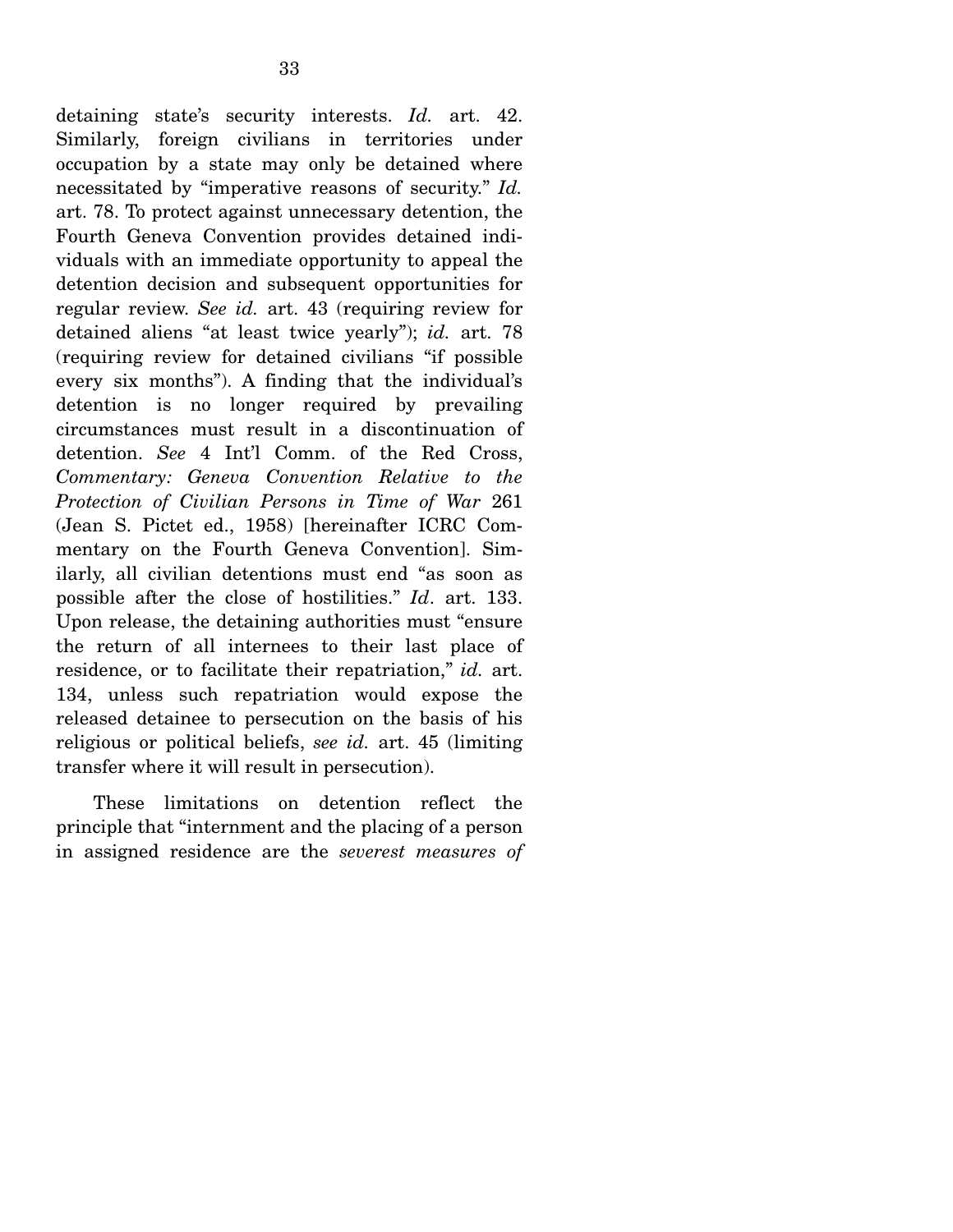detaining state's security interests. *Id.* art. 42. Similarly, foreign civilians in territories under occupation by a state may only be detained where necessitated by "imperative reasons of security." *Id.* art. 78. To protect against unnecessary detention, the Fourth Geneva Convention provides detained individuals with an immediate opportunity to appeal the detention decision and subsequent opportunities for regular review. *See id.* art. 43 (requiring review for detained aliens "at least twice yearly"); *id.* art. 78 (requiring review for detained civilians "if possible every six months"). A finding that the individual's detention is no longer required by prevailing circumstances must result in a discontinuation of detention. *See* 4 Int'l Comm. of the Red Cross, *Commentary: Geneva Convention Relative to the Protection of Civilian Persons in Time of War* 261 (Jean S. Pictet ed., 1958) [hereinafter ICRC Commentary on the Fourth Geneva Convention]. Similarly, all civilian detentions must end "as soon as possible after the close of hostilities." *Id*. art. 133. Upon release, the detaining authorities must "ensure the return of all internees to their last place of residence, or to facilitate their repatriation," *id.* art. 134, unless such repatriation would expose the released detainee to persecution on the basis of his religious or political beliefs, *see id.* art. 45 (limiting transfer where it will result in persecution).

These limitations on detention reflect the principle that "internment and the placing of a person in assigned residence are the *severest measures of*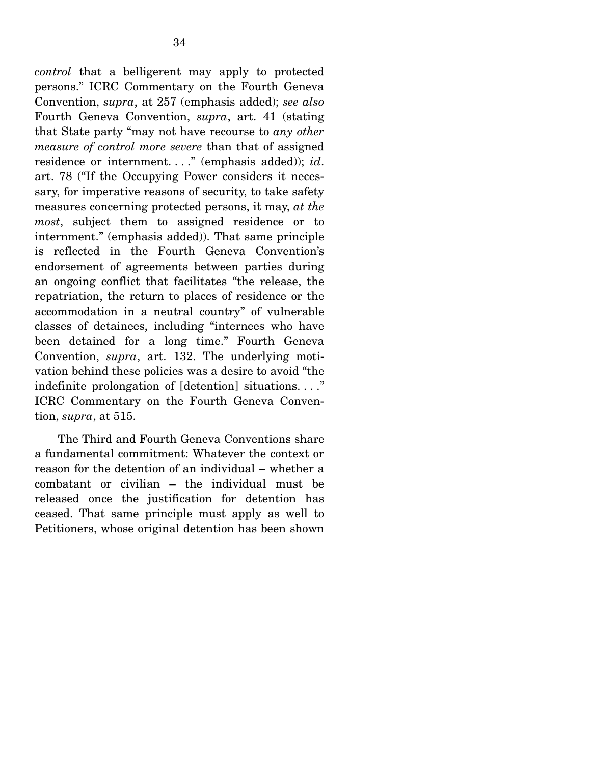*control* that a belligerent may apply to protected persons." ICRC Commentary on the Fourth Geneva Convention, *supra*, at 257 (emphasis added); *see also* Fourth Geneva Convention, *supra*, art. 41 (stating that State party "may not have recourse to *any other measure of control more severe* than that of assigned residence or internment. . . ." (emphasis added)); *id*. art. 78 ("If the Occupying Power considers it necessary, for imperative reasons of security, to take safety measures concerning protected persons, it may, *at the most*, subject them to assigned residence or to internment." (emphasis added)). That same principle is reflected in the Fourth Geneva Convention's endorsement of agreements between parties during an ongoing conflict that facilitates "the release, the repatriation, the return to places of residence or the accommodation in a neutral country" of vulnerable classes of detainees, including "internees who have been detained for a long time." Fourth Geneva Convention, *supra*, art. 132. The underlying motivation behind these policies was a desire to avoid "the indefinite prolongation of [detention] situations. . . ." ICRC Commentary on the Fourth Geneva Convention, *supra*, at 515.

The Third and Fourth Geneva Conventions share a fundamental commitment: Whatever the context or reason for the detention of an individual – whether a combatant or civilian – the individual must be released once the justification for detention has ceased. That same principle must apply as well to Petitioners, whose original detention has been shown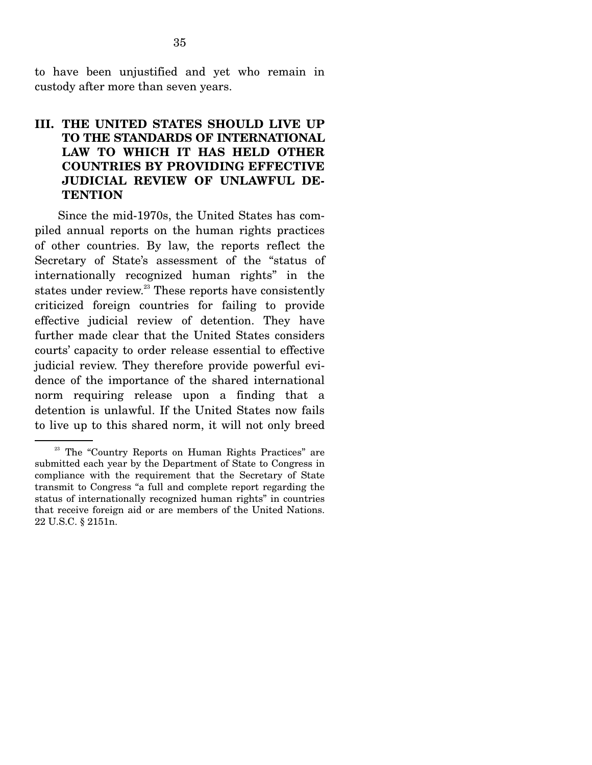to have been unjustified and yet who remain in custody after more than seven years.

## III. THE UNITED STATES SHOULD LIVE UP TO THE STANDARDS OF INTERNATIONAL LAW TO WHICH IT HAS HELD OTHER COUNTRIES BY PROVIDING EFFECTIVE JUDICIAL REVIEW OF UNLAWFUL DETENTION

Since the mid-1970s, the United States has compiled annual reports on the human rights practices of other countries. By law, the reports reflect the Secretary of State's assessment of the "status of internationally recognized human rights" in the states under review.[23] These reports have consistently criticized foreign countries for failing to provide effective judicial review of detention. They have further made clear that the United States considers courts' capacity to order release essential to effective judicial review. They therefore provide powerful evidence of the importance of the shared international norm requiring release upon a finding that a detention is unlawful. If the United States now fails to live up to this shared norm, it will not only breed

---

[23] The "Country Reports on Human Rights Practices" are submitted each year by the Department of State to Congress in compliance with the requirement that the Secretary of State transmit to Congress "a full and complete report regarding the status of internationally recognized human rights" in countries that receive foreign aid or are members of the United Nations. 22 U.S.C. § 2151n.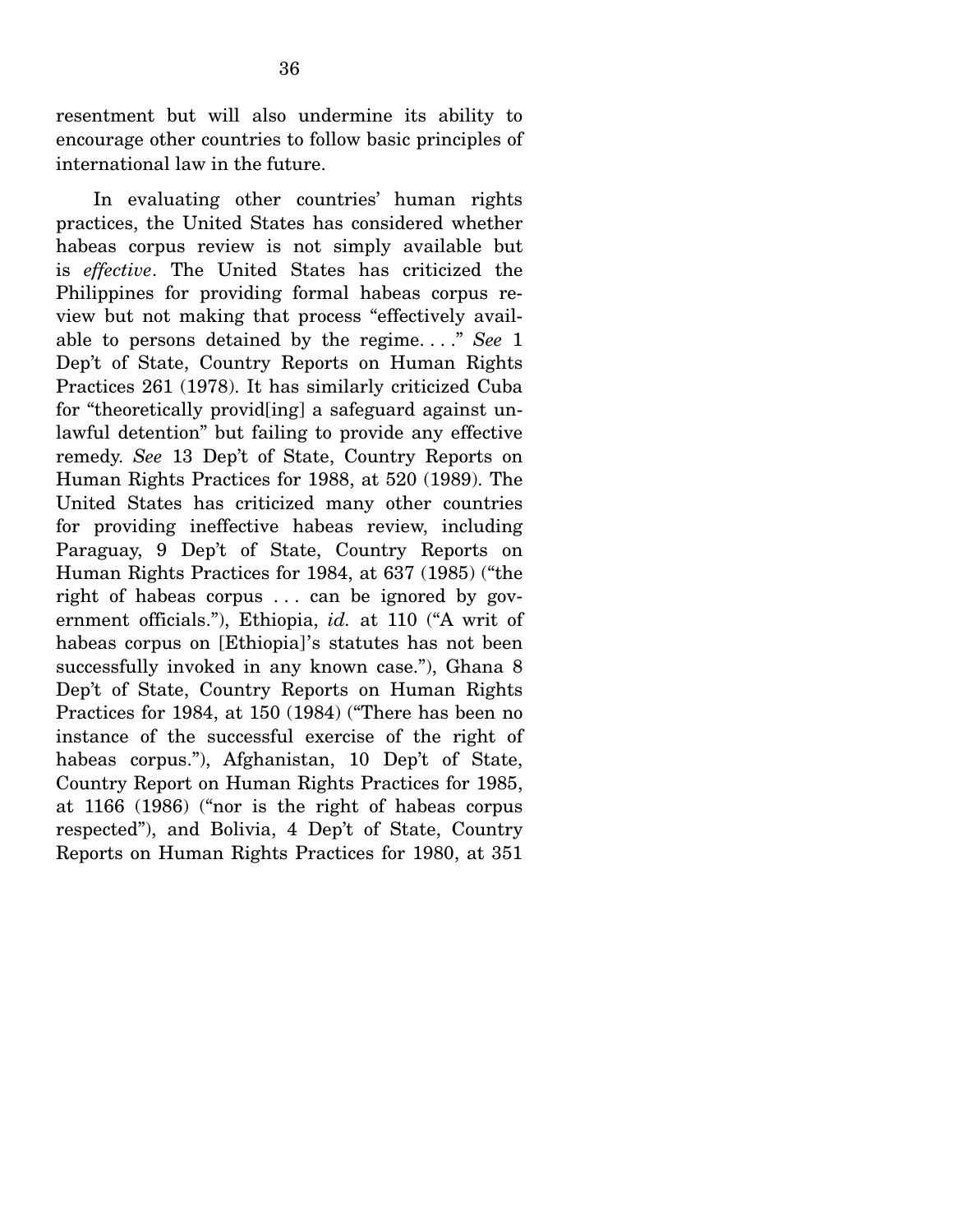resentment but will also undermine its ability to encourage other countries to follow basic principles of international law in the future.

In evaluating other countries' human rights practices, the United States has considered whether habeas corpus review is not simply available but is *effective*. The United States has criticized the Philippines for providing formal habeas corpus review but not making that process "effectively available to persons detained by the regime. . . ." *See* 1 Dep't of State, Country Reports on Human Rights Practices 261 (1978). It has similarly criticized Cuba for "theoretically provid[ing] a safeguard against unlawful detention" but failing to provide any effective remedy. *See* 13 Dep't of State, Country Reports on Human Rights Practices for 1988, at 520 (1989). The United States has criticized many other countries for providing ineffective habeas review, including Paraguay, 9 Dep't of State, Country Reports on Human Rights Practices for 1984, at 637 (1985) ("the right of habeas corpus . . . can be ignored by government officials."), Ethiopia, *id.* at 110 ("A writ of habeas corpus on [Ethiopia]'s statutes has not been successfully invoked in any known case."), Ghana 8 Dep't of State, Country Reports on Human Rights Practices for 1984, at 150 (1984) ("There has been no instance of the successful exercise of the right of habeas corpus."), Afghanistan, 10 Dep't of State, Country Report on Human Rights Practices for 1985, at 1166 (1986) ("nor is the right of habeas corpus respected"), and Bolivia, 4 Dep't of State, Country Reports on Human Rights Practices for 1980, at 351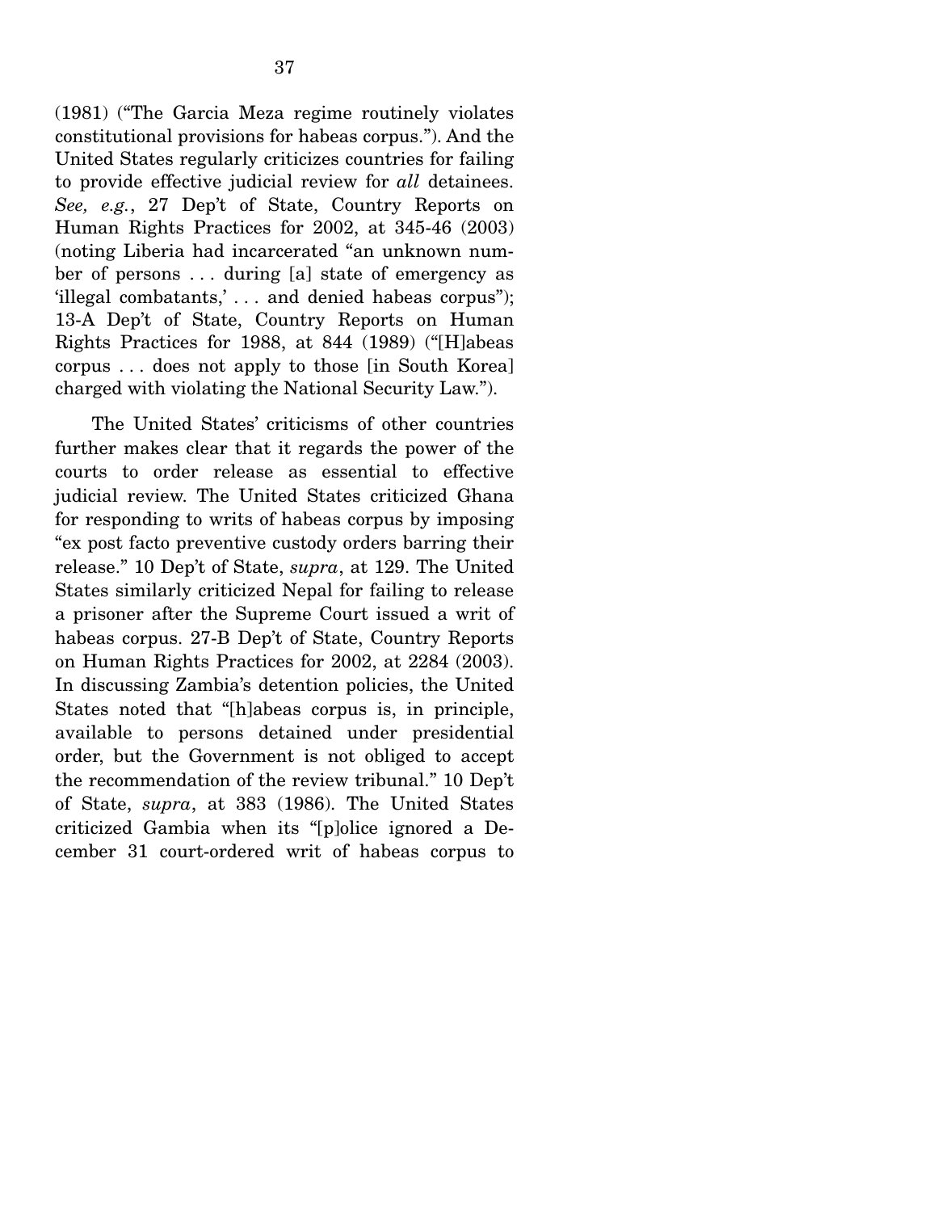(1981) ("The Garcia Meza regime routinely violates constitutional provisions for habeas corpus."). And the United States regularly criticizes countries for failing to provide effective judicial review for *all* detainees. *See, e.g.*, 27 Dep't of State, Country Reports on Human Rights Practices for 2002, at 345-46 (2003) (noting Liberia had incarcerated "an unknown number of persons . . . during [a] state of emergency as 'illegal combatants,' . . . and denied habeas corpus"); 13-A Dep't of State, Country Reports on Human Rights Practices for 1988, at 844 (1989) ("[H]abeas corpus . . . does not apply to those [in South Korea] charged with violating the National Security Law.").

The United States' criticisms of other countries further makes clear that it regards the power of the courts to order release as essential to effective judicial review. The United States criticized Ghana for responding to writs of habeas corpus by imposing "ex post facto preventive custody orders barring their release." 10 Dep't of State, *supra*, at 129. The United States similarly criticized Nepal for failing to release a prisoner after the Supreme Court issued a writ of habeas corpus. 27-B Dep't of State, Country Reports on Human Rights Practices for 2002, at 2284 (2003). In discussing Zambia's detention policies, the United States noted that "[h]abeas corpus is, in principle, available to persons detained under presidential order, but the Government is not obliged to accept the recommendation of the review tribunal." 10 Dep't of State, *supra*, at 383 (1986). The United States criticized Gambia when its "[p]olice ignored a December 31 court-ordered writ of habeas corpus to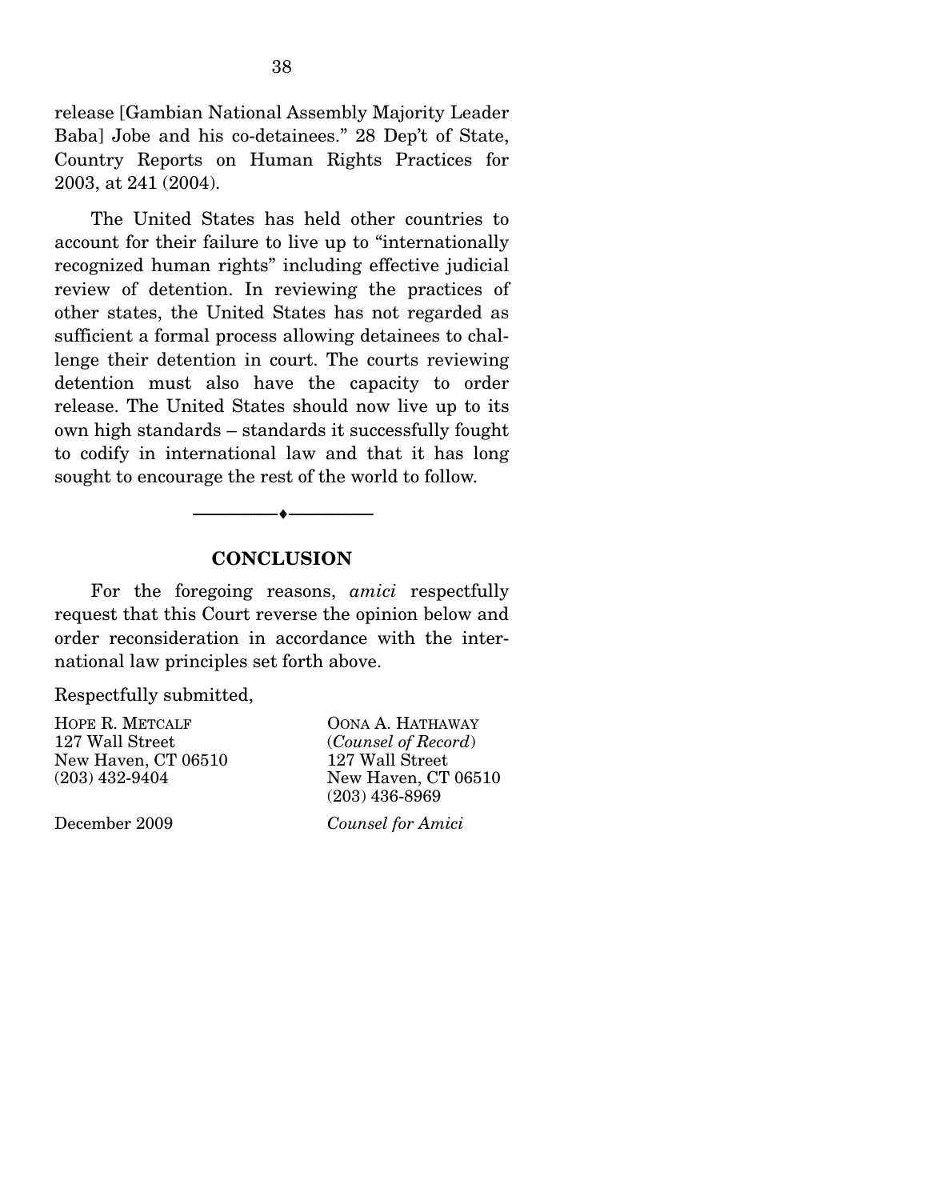release [Gambian National Assembly Majority Leader Baba] Jobe and his co-detainees." 28 Dep't of State, Country Reports on Human Rights Practices for 2003, at 241 (2004).

The United States has held other countries to account for their failure to live up to "internationally recognized human rights" including effective judicial review of detention. In reviewing the practices of other states, the United States has not regarded as sufficient a formal process allowing detainees to challenge their detention in court. The courts reviewing detention must also have the capacity to order release. The United States should now live up to its own high standards – standards it successfully fought to codify in international law and that it has long sought to encourage the rest of the world to follow.

## CONCLUSION

For the foregoing reasons, *amici* respectfully request that this Court reverse the opinion below and order reconsideration in accordance with the international law principles set forth above.

Respectfully submitted,

HOPE R. METCALF
127 Wall Street
New Haven, CT 06510
(203) 432-9404

OONA A. HATHAWAY
(*Counsel of Record*)
127 Wall Street
New Haven, CT 06510
(203) 436-8969

*Counsel for Amici*

December 2009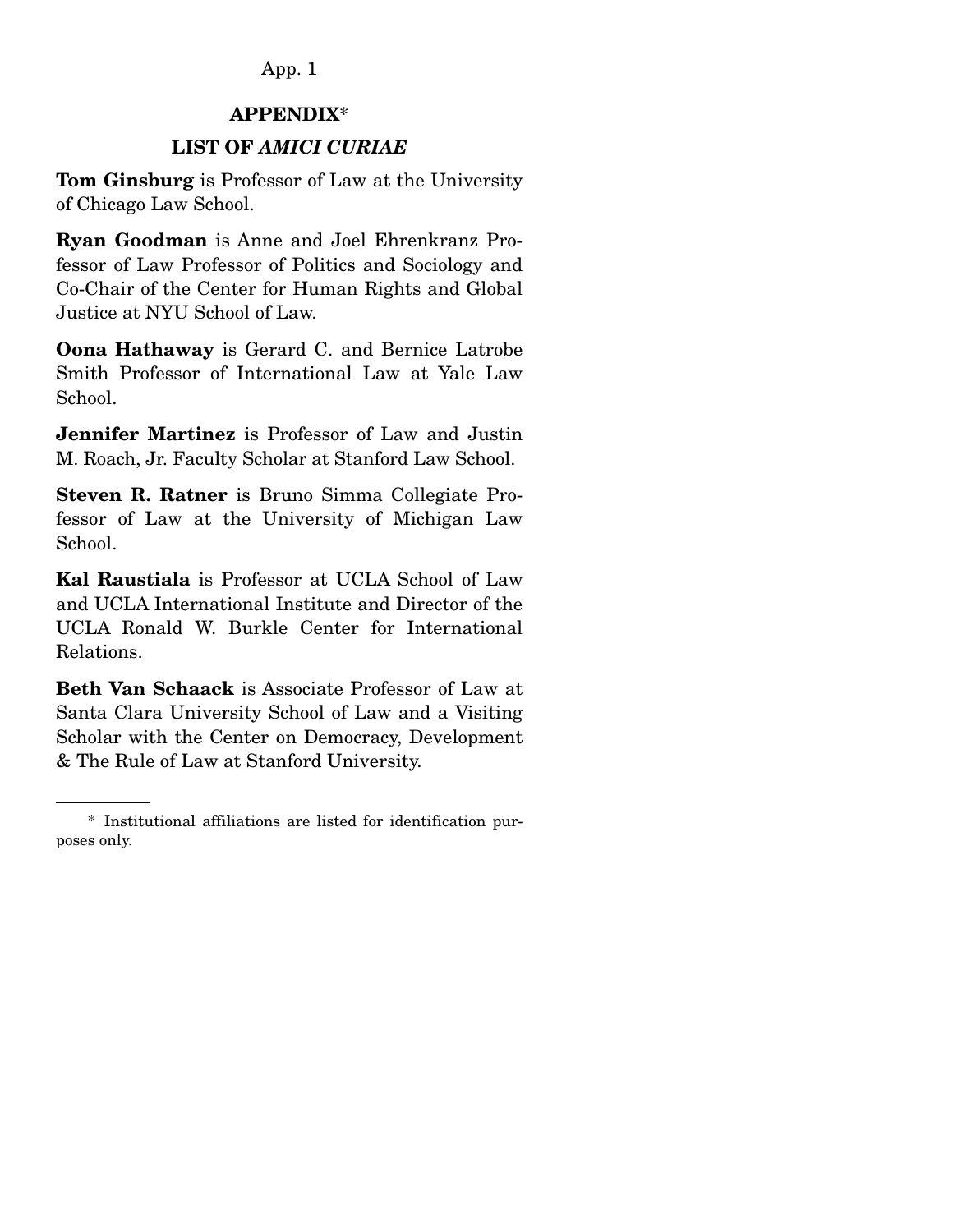## APPENDIX*

## LIST OF *AMICI CURIAE*

**Tom Ginsburg** is Professor of Law at the University of Chicago Law School.

**Ryan Goodman** is Anne and Joel Ehrenkranz Professor of Law Professor of Politics and Sociology and Co-Chair of the Center for Human Rights and Global Justice at NYU School of Law.

**Oona Hathaway** is Gerard C. and Bernice Latrobe Smith Professor of International Law at Yale Law School.

**Jennifer Martinez** is Professor of Law and Justin M. Roach, Jr. Faculty Scholar at Stanford Law School.

**Steven R. Ratner** is Bruno Simma Collegiate Professor of Law at the University of Michigan Law School.

**Kal Raustiala** is Professor at UCLA School of Law and UCLA International Institute and Director of the UCLA Ronald W. Burkle Center for International Relations.

**Beth Van Schaack** is Associate Professor of Law at Santa Clara University School of Law and a Visiting Scholar with the Center on Democracy, Development & The Rule of Law at Stanford University.

---

\* Institutional affiliations are listed for identification purposes only.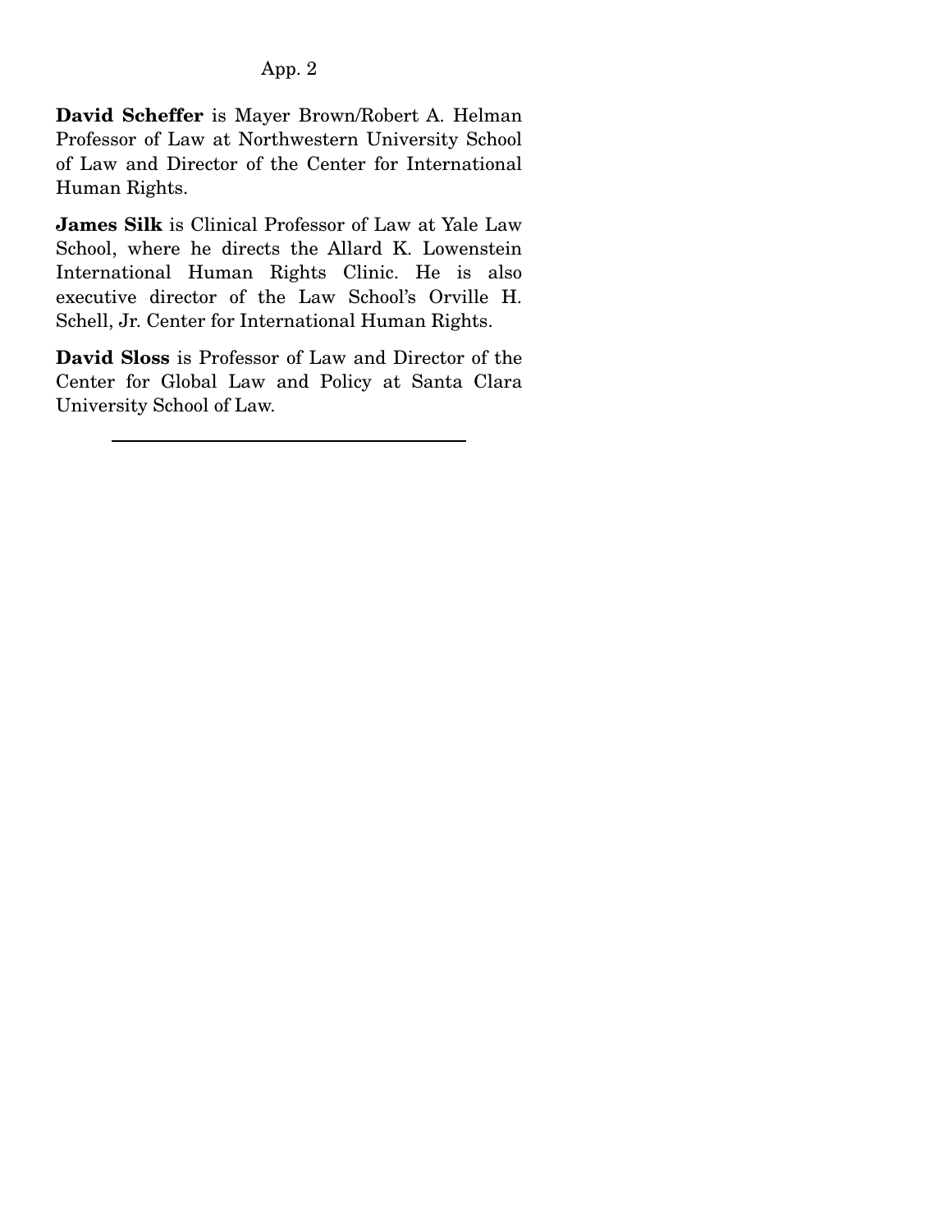**David Scheffer** is Mayer Brown/Robert A. Helman Professor of Law at Northwestern University School of Law and Director of the Center for International Human Rights.

**James Silk** is Clinical Professor of Law at Yale Law School, where he directs the Allard K. Lowenstein International Human Rights Clinic. He is also executive director of the Law School's Orville H. Schell, Jr. Center for International Human Rights.

**David Sloss** is Professor of Law and Director of the Center for Global Law and Policy at Santa Clara University School of Law.